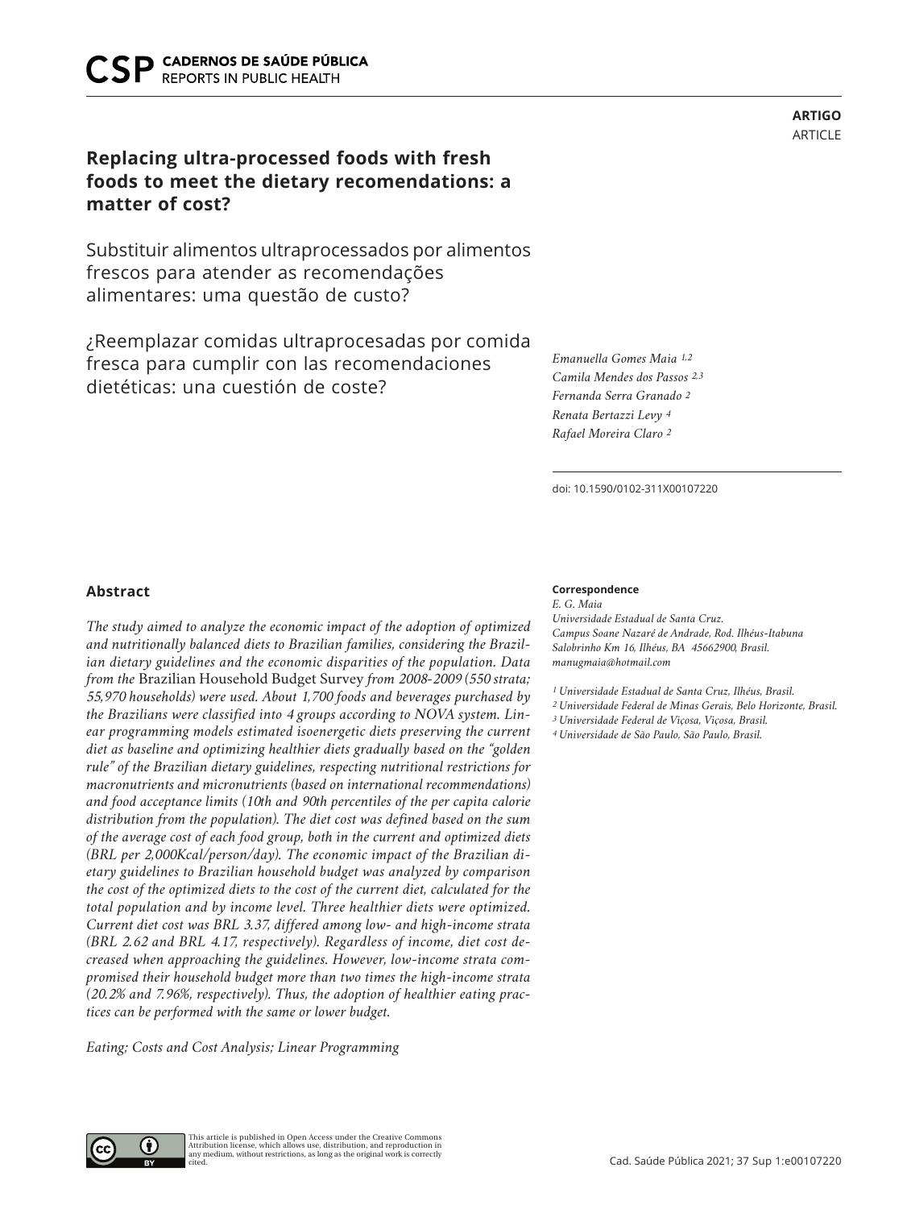ARTIGO
ARTICLE

# Replacing ultra-processed foods with fresh foods to meet the dietary recomendations: a matter of cost?

Substituir alimentos ultraprocessados por alimentos frescos para atender as recomendações alimentares: uma questão de custo?

¿Reemplazar comidas ultraprocesadas por comida fresca para cumplir con las recomendaciones dietéticas: una cuestión de coste?

*Emanuella Gomes Maia* [1,2]
*Camila Mendes dos Passos* [2,3]
*Fernanda Serra Granado* [2]
*Renata Bertazzi Levy* [4]
*Rafael Moreira Claro* [2]

doi: 10.1590/0102-311X00107220

## Abstract

*The study aimed to analyze the economic impact of the adoption of optimized and nutritionally balanced diets to Brazilian families, considering the Brazilian dietary guidelines and the economic disparities of the population. Data from the* Brazilian Household Budget Survey *from 2008-2009 (550 strata; 55,970 households) were used. About 1,700 foods and beverages purchased by the Brazilians were classified into 4 groups according to NOVA system. Linear programming models estimated isoenergetic diets preserving the current diet as baseline and optimizing healthier diets gradually based on the "golden rule" of the Brazilian dietary guidelines, respecting nutritional restrictions for macronutrients and micronutrients (based on international recommendations) and food acceptance limits (10th and 90th percentiles of the per capita calorie distribution from the population). The diet cost was defined based on the sum of the average cost of each food group, both in the current and optimized diets (BRL per 2,000Kcal/person/day). The economic impact of the Brazilian dietary guidelines to Brazilian household budget was analyzed by comparison the cost of the optimized diets to the cost of the current diet, calculated for the total population and by income level. Three healthier diets were optimized. Current diet cost was BRL 3.37, differed among low- and high-income strata (BRL 2.62 and BRL 4.17, respectively). Regardless of income, diet cost decreased when approaching the guidelines. However, low-income strata compromised their household budget more than two times the high-income strata (20.2% and 7.96%, respectively). Thus, the adoption of healthier eating practices can be performed with the same or lower budget.*

*Eating; Costs and Cost Analysis; Linear Programming*

**Correspondence**
*E. G. Maia*
*Universidade Estadual de Santa Cruz.*
*Campus Soane Nazaré de Andrade, Rod. Ilhéus-Itabuna Salobrinho Km 16, Ilhéus, BA 45662900, Brasil.*
*manugmaia@hotmail.com*

[1] *Universidade Estadual de Santa Cruz, Ilhéus, Brasil.*
[2] *Universidade Federal de Minas Gerais, Belo Horizonte, Brasil.*
[3] *Universidade Federal de Viçosa, Viçosa, Brasil.*
[4] *Universidade de São Paulo, São Paulo, Brasil.*

This article is published in Open Access under the Creative Commons Attribution license, which allows use, distribution, and reproduction in any medium, without restrictions, as long as the original work is correctly cited.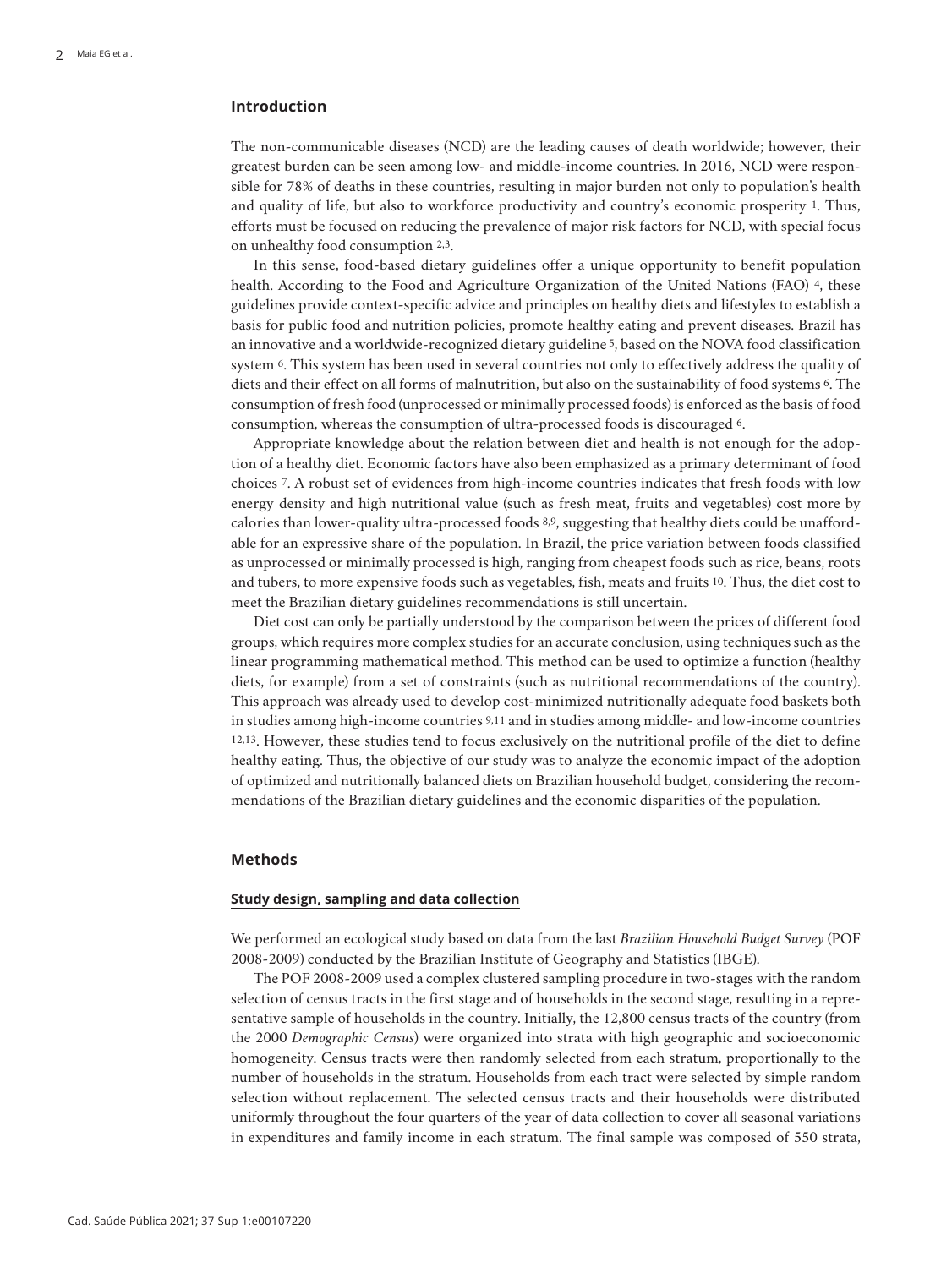## Introduction

The non-communicable diseases (NCD) are the leading causes of death worldwide; however, their greatest burden can be seen among low- and middle-income countries. In 2016, NCD were responsible for 78% of deaths in these countries, resulting in major burden not only to population's health and quality of life, but also to workforce productivity and country's economic prosperity [1]. Thus, efforts must be focused on reducing the prevalence of major risk factors for NCD, with special focus on unhealthy food consumption [2,3].

In this sense, food-based dietary guidelines offer a unique opportunity to benefit population health. According to the Food and Agriculture Organization of the United Nations (FAO) [4], these guidelines provide context-specific advice and principles on healthy diets and lifestyles to establish a basis for public food and nutrition policies, promote healthy eating and prevent diseases. Brazil has an innovative and a worldwide-recognized dietary guideline [5], based on the NOVA food classification system [6]. This system has been used in several countries not only to effectively address the quality of diets and their effect on all forms of malnutrition, but also on the sustainability of food systems [6]. The consumption of fresh food (unprocessed or minimally processed foods) is enforced as the basis of food consumption, whereas the consumption of ultra-processed foods is discouraged [6].

Appropriate knowledge about the relation between diet and health is not enough for the adoption of a healthy diet. Economic factors have also been emphasized as a primary determinant of food choices [7]. A robust set of evidences from high-income countries indicates that fresh foods with low energy density and high nutritional value (such as fresh meat, fruits and vegetables) cost more by calories than lower-quality ultra-processed foods [8,9], suggesting that healthy diets could be unaffordable for an expressive share of the population. In Brazil, the price variation between foods classified as unprocessed or minimally processed is high, ranging from cheapest foods such as rice, beans, roots and tubers, to more expensive foods such as vegetables, fish, meats and fruits [10]. Thus, the diet cost to meet the Brazilian dietary guidelines recommendations is still uncertain.

Diet cost can only be partially understood by the comparison between the prices of different food groups, which requires more complex studies for an accurate conclusion, using techniques such as the linear programming mathematical method. This method can be used to optimize a function (healthy diets, for example) from a set of constraints (such as nutritional recommendations of the country). This approach was already used to develop cost-minimized nutritionally adequate food baskets both in studies among high-income countries [9,11] and in studies among middle- and low-income countries [12,13]. However, these studies tend to focus exclusively on the nutritional profile of the diet to define healthy eating. Thus, the objective of our study was to analyze the economic impact of the adoption of optimized and nutritionally balanced diets on Brazilian household budget, considering the recommendations of the Brazilian dietary guidelines and the economic disparities of the population.

## Methods

### Study design, sampling and data collection

We performed an ecological study based on data from the last *Brazilian Household Budget Survey* (POF 2008-2009) conducted by the Brazilian Institute of Geography and Statistics (IBGE).

The POF 2008-2009 used a complex clustered sampling procedure in two-stages with the random selection of census tracts in the first stage and of households in the second stage, resulting in a representative sample of households in the country. Initially, the 12,800 census tracts of the country (from the 2000 *Demographic Census*) were organized into strata with high geographic and socioeconomic homogeneity. Census tracts were then randomly selected from each stratum, proportionally to the number of households in the stratum. Households from each tract were selected by simple random selection without replacement. The selected census tracts and their households were distributed uniformly throughout the four quarters of the year of data collection to cover all seasonal variations in expenditures and family income in each stratum. The final sample was composed of 550 strata,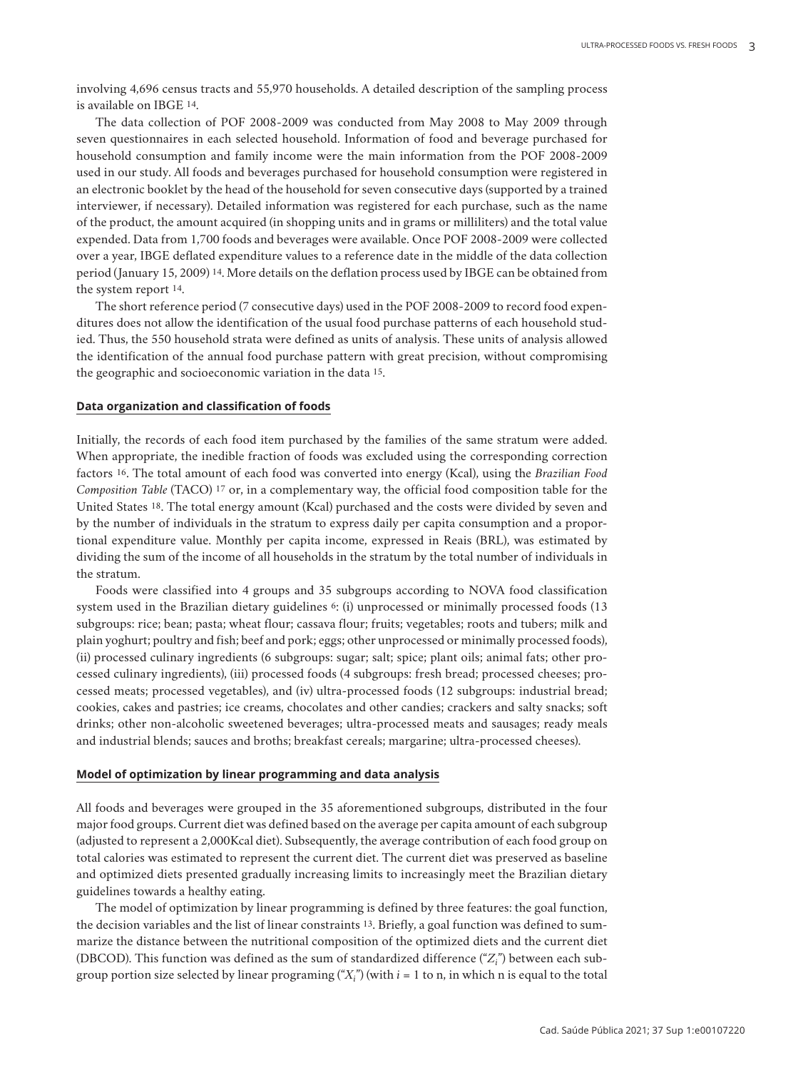involving 4,696 census tracts and 55,970 households. A detailed description of the sampling process is available on IBGE [14].

The data collection of POF 2008-2009 was conducted from May 2008 to May 2009 through seven questionnaires in each selected household. Information of food and beverage purchased for household consumption and family income were the main information from the POF 2008-2009 used in our study. All foods and beverages purchased for household consumption were registered in an electronic booklet by the head of the household for seven consecutive days (supported by a trained interviewer, if necessary). Detailed information was registered for each purchase, such as the name of the product, the amount acquired (in shopping units and in grams or milliliters) and the total value expended. Data from 1,700 foods and beverages were available. Once POF 2008-2009 were collected over a year, IBGE deflated expenditure values to a reference date in the middle of the data collection period (January 15, 2009) [14]. More details on the deflation process used by IBGE can be obtained from the system report [14].

The short reference period (7 consecutive days) used in the POF 2008-2009 to record food expenditures does not allow the identification of the usual food purchase patterns of each household studied. Thus, the 550 household strata were defined as units of analysis. These units of analysis allowed the identification of the annual food purchase pattern with great precision, without compromising the geographic and socioeconomic variation in the data [15].

## Data organization and classification of foods

Initially, the records of each food item purchased by the families of the same stratum were added. When appropriate, the inedible fraction of foods was excluded using the corresponding correction factors [16]. The total amount of each food was converted into energy (Kcal), using the *Brazilian Food Composition Table* (TACO) [17] or, in a complementary way, the official food composition table for the United States [18]. The total energy amount (Kcal) purchased and the costs were divided by seven and by the number of individuals in the stratum to express daily per capita consumption and a proportional expenditure value. Monthly per capita income, expressed in Reais (BRL), was estimated by dividing the sum of the income of all households in the stratum by the total number of individuals in the stratum.

Foods were classified into 4 groups and 35 subgroups according to NOVA food classification system used in the Brazilian dietary guidelines [6]: (i) unprocessed or minimally processed foods (13 subgroups: rice; bean; pasta; wheat flour; cassava flour; fruits; vegetables; roots and tubers; milk and plain yoghurt; poultry and fish; beef and pork; eggs; other unprocessed or minimally processed foods), (ii) processed culinary ingredients (6 subgroups: sugar; salt; spice; plant oils; animal fats; other processed culinary ingredients), (iii) processed foods (4 subgroups: fresh bread; processed cheeses; processed meats; processed vegetables), and (iv) ultra-processed foods (12 subgroups: industrial bread; cookies, cakes and pastries; ice creams, chocolates and other candies; crackers and salty snacks; soft drinks; other non-alcoholic sweetened beverages; ultra-processed meats and sausages; ready meals and industrial blends; sauces and broths; breakfast cereals; margarine; ultra-processed cheeses).

## Model of optimization by linear programming and data analysis

All foods and beverages were grouped in the 35 aforementioned subgroups, distributed in the four major food groups. Current diet was defined based on the average per capita amount of each subgroup (adjusted to represent a 2,000Kcal diet). Subsequently, the average contribution of each food group on total calories was estimated to represent the current diet. The current diet was preserved as baseline and optimized diets presented gradually increasing limits to increasingly meet the Brazilian dietary guidelines towards a healthy eating.

The model of optimization by linear programming is defined by three features: the goal function, the decision variables and the list of linear constraints [13]. Briefly, a goal function was defined to summarize the distance between the nutritional composition of the optimized diets and the current diet (DBCOD). This function was defined as the sum of standardized difference ("$Z_i$") between each subgroup portion size selected by linear programing ("$X_i$") (with $i$ = 1 to n, in which n is equal to the total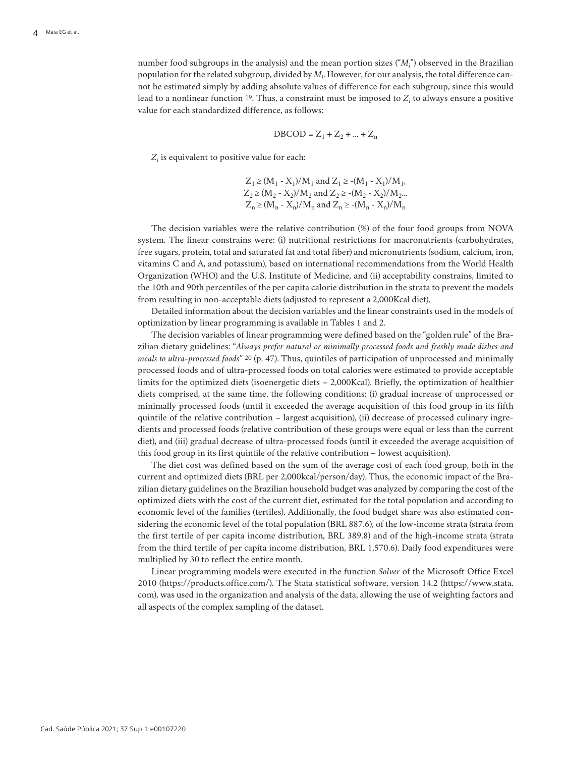number food subgroups in the analysis) and the mean portion sizes ("$M_i$") observed in the Brazilian population for the related subgroup, divided by $M_i$. However, for our analysis, the total difference cannot be estimated simply by adding absolute values of difference for each subgroup, since this would lead to a nonlinear function [19]. Thus, a constraint must be imposed to $Z_i$ to always ensure a positive value for each standardized difference, as follows:

$$\text{DBCOD} = Z_1 + Z_2 + ... + Z_n$$

$Z_i$ is equivalent to positive value for each:

$$Z_1 \geq (M_1 - X_1)/M_1 \text{ and } Z_1 \geq -(M_1 - X_1)/M_1,$$
$$Z_2 \geq (M_2 - X_2)/M_2 \text{ and } Z_2 \geq -(M_2 - X_2)/M_2...$$
$$Z_n \geq (M_n - X_n)/M_n \text{ and } Z_n \geq -(M_n - X_n)/M_n$$

The decision variables were the relative contribution (%) of the four food groups from NOVA system. The linear constrains were: (i) nutritional restrictions for macronutrients (carbohydrates, free sugars, protein, total and saturated fat and total fiber) and micronutrients (sodium, calcium, iron, vitamins C and A, and potassium), based on international recommendations from the World Health Organization (WHO) and the U.S. Institute of Medicine, and (ii) acceptability constrains, limited to the 10th and 90th percentiles of the per capita calorie distribution in the strata to prevent the models from resulting in non-acceptable diets (adjusted to represent a 2,000Kcal diet).

Detailed information about the decision variables and the linear constraints used in the models of optimization by linear programming is available in Tables 1 and 2.

The decision variables of linear programming were defined based on the "golden rule" of the Brazilian dietary guidelines: "*Always prefer natural or minimally processed foods and freshly made dishes and meals to ultra-processed foods*" [20] (p. 47). Thus, quintiles of participation of unprocessed and minimally processed foods and of ultra-processed foods on total calories were estimated to provide acceptable limits for the optimized diets (isoenergetic diets – 2,000Kcal). Briefly, the optimization of healthier diets comprised, at the same time, the following conditions: (i) gradual increase of unprocessed or minimally processed foods (until it exceeded the average acquisition of this food group in its fifth quintile of the relative contribution – largest acquisition), (ii) decrease of processed culinary ingredients and processed foods (relative contribution of these groups were equal or less than the current diet), and (iii) gradual decrease of ultra-processed foods (until it exceeded the average acquisition of this food group in its first quintile of the relative contribution – lowest acquisition).

The diet cost was defined based on the sum of the average cost of each food group, both in the current and optimized diets (BRL per 2,000kcal/person/day). Thus, the economic impact of the Brazilian dietary guidelines on the Brazilian household budget was analyzed by comparing the cost of the optimized diets with the cost of the current diet, estimated for the total population and according to economic level of the families (tertiles). Additionally, the food budget share was also estimated considering the economic level of the total population (BRL 887.6), of the low-income strata (strata from the first tertile of per capita income distribution, BRL 389.8) and of the high-income strata (strata from the third tertile of per capita income distribution, BRL 1,570.6). Daily food expenditures were multiplied by 30 to reflect the entire month.

Linear programming models were executed in the function *Solver* of the Microsoft Office Excel 2010 (https://products.office.com/). The Stata statistical software, version 14.2 (https://www.stata.com), was used in the organization and analysis of the data, allowing the use of weighting factors and all aspects of the complex sampling of the dataset.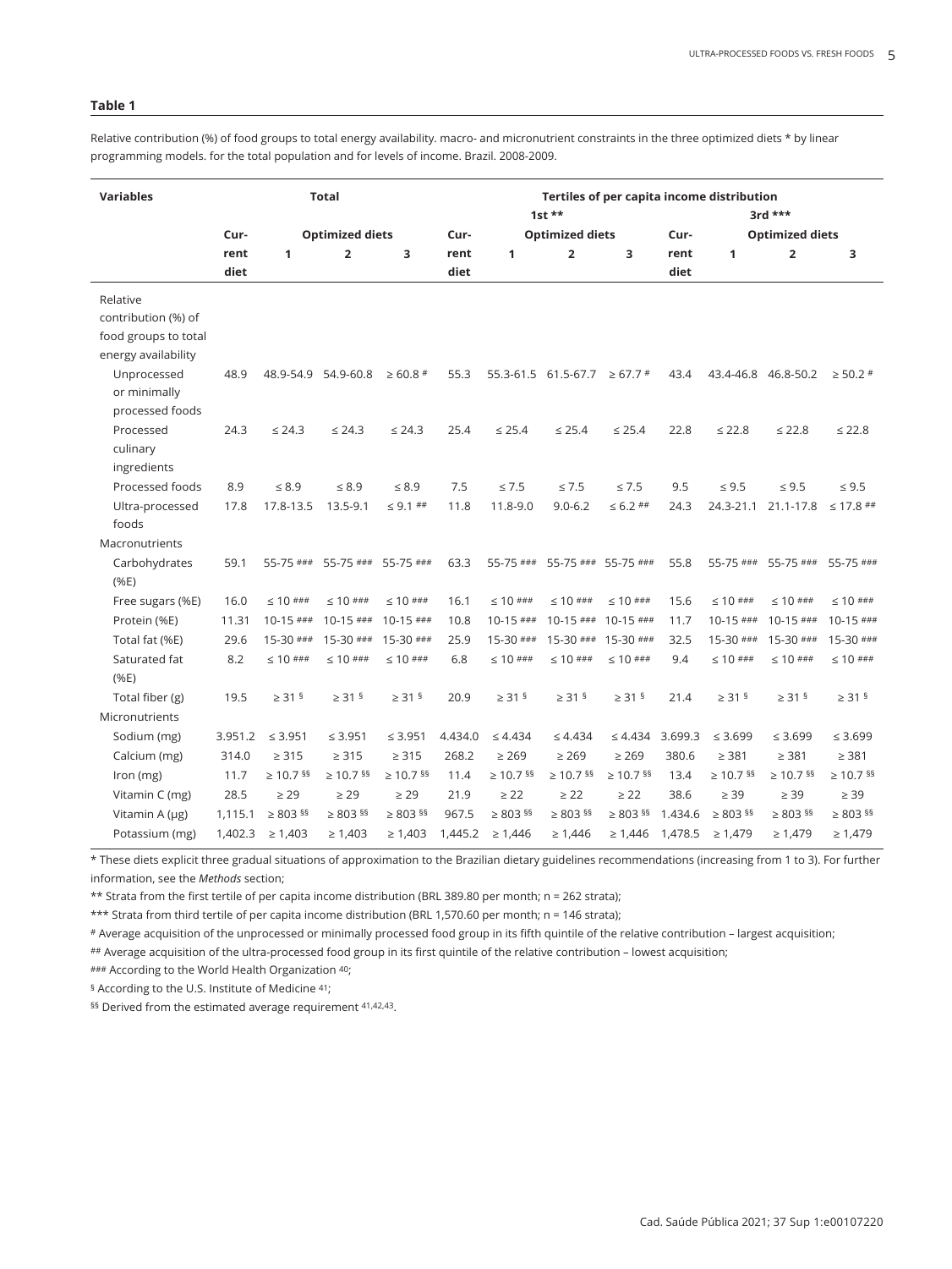**Table 1**

Relative contribution (%) of food groups to total energy availability. macro- and micronutrient constraints in the three optimized diets * by linear programming models. for the total population and for levels of income. Brazil. 2008-2009.

| Variables | Total | | | | Tertiles of per capita income distribution | | | | | | | |
|---|---|---|---|---|---|---|---|---|---|---|---|---|
| | | | | | 1st ** | | | | 3rd *** | | | |
| | Current diet | Optimized diets | | | Current diet | Optimized diets | | | Current diet | Optimized diets | | |
| | | 1 | 2 | 3 | | 1 | 2 | 3 | | 1 | 2 | 3 |
| Relative contribution (%) of food groups to total energy availability | | | | | | | | | | | | |
| Unprocessed or minimally processed foods | 48.9 | 48.9-54.9 | 54.9-60.8 | ≥ 60.8 # | 55.3 | 55.3-61.5 | 61.5-67.7 | ≥ 67.7 # | 43.4 | 43.4-46.8 | 46.8-50.2 | ≥ 50.2 # |
| Processed culinary ingredients | 24.3 | ≤ 24.3 | ≤ 24.3 | ≤ 24.3 | 25.4 | ≤ 25.4 | ≤ 25.4 | ≤ 25.4 | 22.8 | ≤ 22.8 | ≤ 22.8 | ≤ 22.8 |
| Processed foods | 8.9 | ≤ 8.9 | ≤ 8.9 | ≤ 8.9 | 7.5 | ≤ 7.5 | ≤ 7.5 | ≤ 7.5 | 9.5 | ≤ 9.5 | ≤ 9.5 | ≤ 9.5 |
| Ultra-processed foods | 17.8 | 17.8-13.5 | 13.5-9.1 | ≤ 9.1 ## | 11.8 | 11.8-9.0 | 9.0-6.2 | ≤ 6.2 ## | 24.3 | 24.3-21.1 | 21.1-17.8 | ≤ 17.8 ## |
| Macronutrients | | | | | | | | | | | | |
| Carbohydrates (%E) | 59.1 | 55-75 ### | 55-75 ### | 55-75 ### | 63.3 | 55-75 ### | 55-75 ### | 55-75 ### | 55.8 | 55-75 ### | 55-75 ### | 55-75 ### |
| Free sugars (%E) | 16.0 | ≤ 10 ### | ≤ 10 ### | ≤ 10 ### | 16.1 | ≤ 10 ### | ≤ 10 ### | ≤ 10 ### | 15.6 | ≤ 10 ### | ≤ 10 ### | ≤ 10 ### |
| Protein (%E) | 11.31 | 10-15 ### | 10-15 ### | 10-15 ### | 10.8 | 10-15 ### | 10-15 ### | 10-15 ### | 11.7 | 10-15 ### | 10-15 ### | 10-15 ### |
| Total fat (%E) | 29.6 | 15-30 ### | 15-30 ### | 15-30 ### | 25.9 | 15-30 ### | 15-30 ### | 15-30 ### | 32.5 | 15-30 ### | 15-30 ### | 15-30 ### |
| Saturated fat (%E) | 8.2 | ≤ 10 ### | ≤ 10 ### | ≤ 10 ### | 6.8 | ≤ 10 ### | ≤ 10 ### | ≤ 10 ### | 9.4 | ≤ 10 ### | ≤ 10 ### | ≤ 10 ### |
| Total fiber (g) | 19.5 | ≥ 31 § | ≥ 31 § | ≥ 31 § | 20.9 | ≥ 31 § | ≥ 31 § | ≥ 31 § | 21.4 | ≥ 31 § | ≥ 31 § | ≥ 31 § |
| Micronutrients | | | | | | | | | | | | |
| Sodium (mg) | 3.951.2 | ≤ 3.951 | ≤ 3.951 | ≤ 3.951 | 4.434.0 | ≤ 4.434 | ≤ 4.434 | ≤ 4.434 | 3.699.3 | ≤ 3.699 | ≤ 3.699 | ≤ 3.699 |
| Calcium (mg) | 314.0 | ≥ 315 | ≥ 315 | ≥ 315 | 268.2 | ≥ 269 | ≥ 269 | ≥ 269 | 380.6 | ≥ 381 | ≥ 381 | ≥ 381 |
| Iron (mg) | 11.7 | ≥ 10.7 §§ | ≥ 10.7 §§ | ≥ 10.7 §§ | 11.4 | ≥ 10.7 §§ | ≥ 10.7 §§ | ≥ 10.7 §§ | 13.4 | ≥ 10.7 §§ | ≥ 10.7 §§ | ≥ 10.7 §§ |
| Vitamin C (mg) | 28.5 | ≥ 29 | ≥ 29 | ≥ 29 | 21.9 | ≥ 22 | ≥ 22 | ≥ 22 | 38.6 | ≥ 39 | ≥ 39 | ≥ 39 |
| Vitamin A (μg) | 1,115.1 | ≥ 803 §§ | ≥ 803 §§ | ≥ 803 §§ | 967.5 | ≥ 803 §§ | ≥ 803 §§ | ≥ 803 §§ | 1.434.6 | ≥ 803 §§ | ≥ 803 §§ | ≥ 803 §§ |
| Potassium (mg) | 1,402.3 | ≥ 1,403 | ≥ 1,403 | ≥ 1,403 | 1,445.2 | ≥ 1,446 | ≥ 1,446 | ≥ 1,446 | 1,478.5 | ≥ 1,479 | ≥ 1,479 | ≥ 1,479 |

* These diets explicit three gradual situations of approximation to the Brazilian dietary guidelines recommendations (increasing from 1 to 3). For further information, see the *Methods* section;

** Strata from the first tertile of per capita income distribution (BRL 389.80 per month; n = 262 strata);

*** Strata from third tertile of per capita income distribution (BRL 1,570.60 per month; n = 146 strata);

# Average acquisition of the unprocessed or minimally processed food group in its fifth quintile of the relative contribution – largest acquisition;

## Average acquisition of the ultra-processed food group in its first quintile of the relative contribution – lowest acquisition;

### According to the World Health Organization [40];

§ According to the U.S. Institute of Medicine [41];

§§ Derived from the estimated average requirement [41,42,43].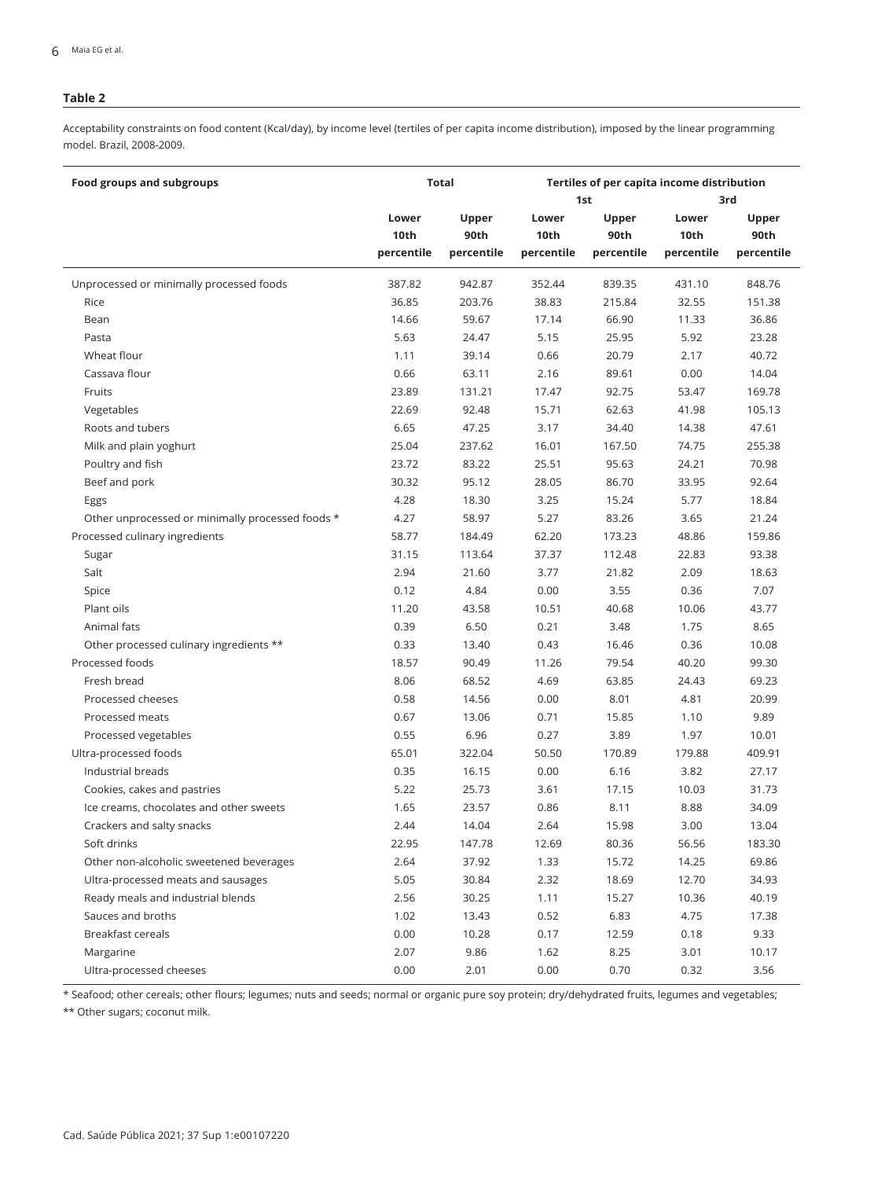**Table 2**

Acceptability constraints on food content (Kcal/day), by income level (tertiles of per capita income distribution), imposed by the linear programming model. Brazil, 2008-2009.

| Food groups and subgroups | Total | | Tertiles of per capita income distribution | | | |
|---|---|---|---|---|---|---|
| | | | 1st | | 3rd | |
| | Lower 10th percentile | Upper 90th percentile | Lower 10th percentile | Upper 90th percentile | Lower 10th percentile | Upper 90th percentile |
| Unprocessed or minimally processed foods | 387.82 | 942.87 | 352.44 | 839.35 | 431.10 | 848.76 |
| Rice | 36.85 | 203.76 | 38.83 | 215.84 | 32.55 | 151.38 |
| Bean | 14.66 | 59.67 | 17.14 | 66.90 | 11.33 | 36.86 |
| Pasta | 5.63 | 24.47 | 5.15 | 25.95 | 5.92 | 23.28 |
| Wheat flour | 1.11 | 39.14 | 0.66 | 20.79 | 2.17 | 40.72 |
| Cassava flour | 0.66 | 63.11 | 2.16 | 89.61 | 0.00 | 14.04 |
| Fruits | 23.89 | 131.21 | 17.47 | 92.75 | 53.47 | 169.78 |
| Vegetables | 22.69 | 92.48 | 15.71 | 62.63 | 41.98 | 105.13 |
| Roots and tubers | 6.65 | 47.25 | 3.17 | 34.40 | 14.38 | 47.61 |
| Milk and plain yoghurt | 25.04 | 237.62 | 16.01 | 167.50 | 74.75 | 255.38 |
| Poultry and fish | 23.72 | 83.22 | 25.51 | 95.63 | 24.21 | 70.98 |
| Beef and pork | 30.32 | 95.12 | 28.05 | 86.70 | 33.95 | 92.64 |
| Eggs | 4.28 | 18.30 | 3.25 | 15.24 | 5.77 | 18.84 |
| Other unprocessed or minimally processed foods * | 4.27 | 58.97 | 5.27 | 83.26 | 3.65 | 21.24 |
| Processed culinary ingredients | 58.77 | 184.49 | 62.20 | 173.23 | 48.86 | 159.86 |
| Sugar | 31.15 | 113.64 | 37.37 | 112.48 | 22.83 | 93.38 |
| Salt | 2.94 | 21.60 | 3.77 | 21.82 | 2.09 | 18.63 |
| Spice | 0.12 | 4.84 | 0.00 | 3.55 | 0.36 | 7.07 |
| Plant oils | 11.20 | 43.58 | 10.51 | 40.68 | 10.06 | 43.77 |
| Animal fats | 0.39 | 6.50 | 0.21 | 3.48 | 1.75 | 8.65 |
| Other processed culinary ingredients ** | 0.33 | 13.40 | 0.43 | 16.46 | 0.36 | 10.08 |
| Processed foods | 18.57 | 90.49 | 11.26 | 79.54 | 40.20 | 99.30 |
| Fresh bread | 8.06 | 68.52 | 4.69 | 63.85 | 24.43 | 69.23 |
| Processed cheeses | 0.58 | 14.56 | 0.00 | 8.01 | 4.81 | 20.99 |
| Processed meats | 0.67 | 13.06 | 0.71 | 15.85 | 1.10 | 9.89 |
| Processed vegetables | 0.55 | 6.96 | 0.27 | 3.89 | 1.97 | 10.01 |
| Ultra-processed foods | 65.01 | 322.04 | 50.50 | 170.89 | 179.88 | 409.91 |
| Industrial breads | 0.35 | 16.15 | 0.00 | 6.16 | 3.82 | 27.17 |
| Cookies, cakes and pastries | 5.22 | 25.73 | 3.61 | 17.15 | 10.03 | 31.73 |
| Ice creams, chocolates and other sweets | 1.65 | 23.57 | 0.86 | 8.11 | 8.88 | 34.09 |
| Crackers and salty snacks | 2.44 | 14.04 | 2.64 | 15.98 | 3.00 | 13.04 |
| Soft drinks | 22.95 | 147.78 | 12.69 | 80.36 | 56.56 | 183.30 |
| Other non-alcoholic sweetened beverages | 2.64 | 37.92 | 1.33 | 15.72 | 14.25 | 69.86 |
| Ultra-processed meats and sausages | 5.05 | 30.84 | 2.32 | 18.69 | 12.70 | 34.93 |
| Ready meals and industrial blends | 2.56 | 30.25 | 1.11 | 15.27 | 10.36 | 40.19 |
| Sauces and broths | 1.02 | 13.43 | 0.52 | 6.83 | 4.75 | 17.38 |
| Breakfast cereals | 0.00 | 10.28 | 0.17 | 12.59 | 0.18 | 9.33 |
| Margarine | 2.07 | 9.86 | 1.62 | 8.25 | 3.01 | 10.17 |
| Ultra-processed cheeses | 0.00 | 2.01 | 0.00 | 0.70 | 0.32 | 3.56 |

* Seafood; other cereals; other flours; legumes; nuts and seeds; normal or organic pure soy protein; dry/dehydrated fruits, legumes and vegetables;

** Other sugars; coconut milk.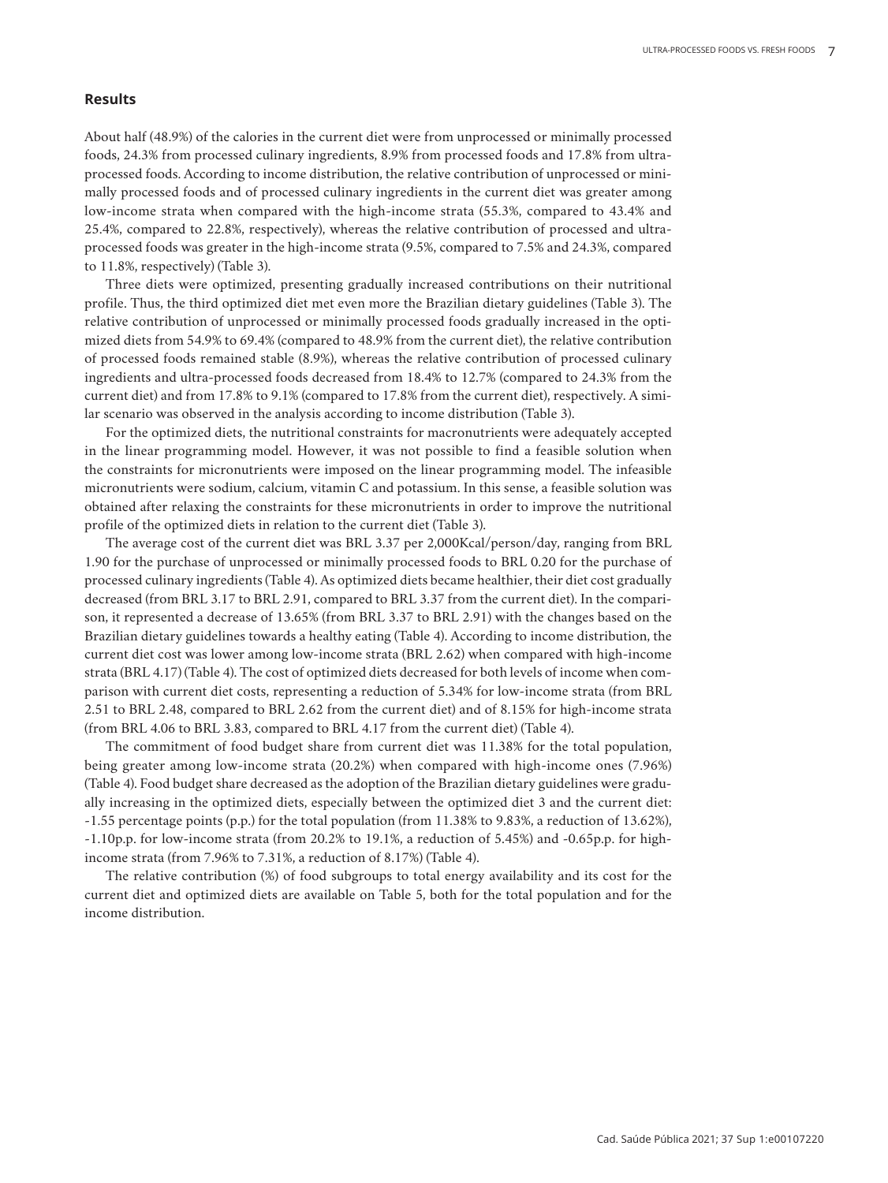## Results

About half (48.9%) of the calories in the current diet were from unprocessed or minimally processed foods, 24.3% from processed culinary ingredients, 8.9% from processed foods and 17.8% from ultra-processed foods. According to income distribution, the relative contribution of unprocessed or minimally processed foods and of processed culinary ingredients in the current diet was greater among low-income strata when compared with the high-income strata (55.3%, compared to 43.4% and 25.4%, compared to 22.8%, respectively), whereas the relative contribution of processed and ultra-processed foods was greater in the high-income strata (9.5%, compared to 7.5% and 24.3%, compared to 11.8%, respectively) (Table 3).

Three diets were optimized, presenting gradually increased contributions on their nutritional profile. Thus, the third optimized diet met even more the Brazilian dietary guidelines (Table 3). The relative contribution of unprocessed or minimally processed foods gradually increased in the optimized diets from 54.9% to 69.4% (compared to 48.9% from the current diet), the relative contribution of processed foods remained stable (8.9%), whereas the relative contribution of processed culinary ingredients and ultra-processed foods decreased from 18.4% to 12.7% (compared to 24.3% from the current diet) and from 17.8% to 9.1% (compared to 17.8% from the current diet), respectively. A similar scenario was observed in the analysis according to income distribution (Table 3).

For the optimized diets, the nutritional constraints for macronutrients were adequately accepted in the linear programming model. However, it was not possible to find a feasible solution when the constraints for micronutrients were imposed on the linear programming model. The infeasible micronutrients were sodium, calcium, vitamin C and potassium. In this sense, a feasible solution was obtained after relaxing the constraints for these micronutrients in order to improve the nutritional profile of the optimized diets in relation to the current diet (Table 3).

The average cost of the current diet was BRL 3.37 per 2,000Kcal/person/day, ranging from BRL 1.90 for the purchase of unprocessed or minimally processed foods to BRL 0.20 for the purchase of processed culinary ingredients (Table 4). As optimized diets became healthier, their diet cost gradually decreased (from BRL 3.17 to BRL 2.91, compared to BRL 3.37 from the current diet). In the comparison, it represented a decrease of 13.65% (from BRL 3.37 to BRL 2.91) with the changes based on the Brazilian dietary guidelines towards a healthy eating (Table 4). According to income distribution, the current diet cost was lower among low-income strata (BRL 2.62) when compared with high-income strata (BRL 4.17) (Table 4). The cost of optimized diets decreased for both levels of income when comparison with current diet costs, representing a reduction of 5.34% for low-income strata (from BRL 2.51 to BRL 2.48, compared to BRL 2.62 from the current diet) and of 8.15% for high-income strata (from BRL 4.06 to BRL 3.83, compared to BRL 4.17 from the current diet) (Table 4).

The commitment of food budget share from current diet was 11.38% for the total population, being greater among low-income strata (20.2%) when compared with high-income ones (7.96%) (Table 4). Food budget share decreased as the adoption of the Brazilian dietary guidelines were gradually increasing in the optimized diets, especially between the optimized diet 3 and the current diet: -1.55 percentage points (p.p.) for the total population (from 11.38% to 9.83%, a reduction of 13.62%), -1.10p.p. for low-income strata (from 20.2% to 19.1%, a reduction of 5.45%) and -0.65p.p. for high-income strata (from 7.96% to 7.31%, a reduction of 8.17%) (Table 4).

The relative contribution (%) of food subgroups to total energy availability and its cost for the current diet and optimized diets are available on Table 5, both for the total population and for the income distribution.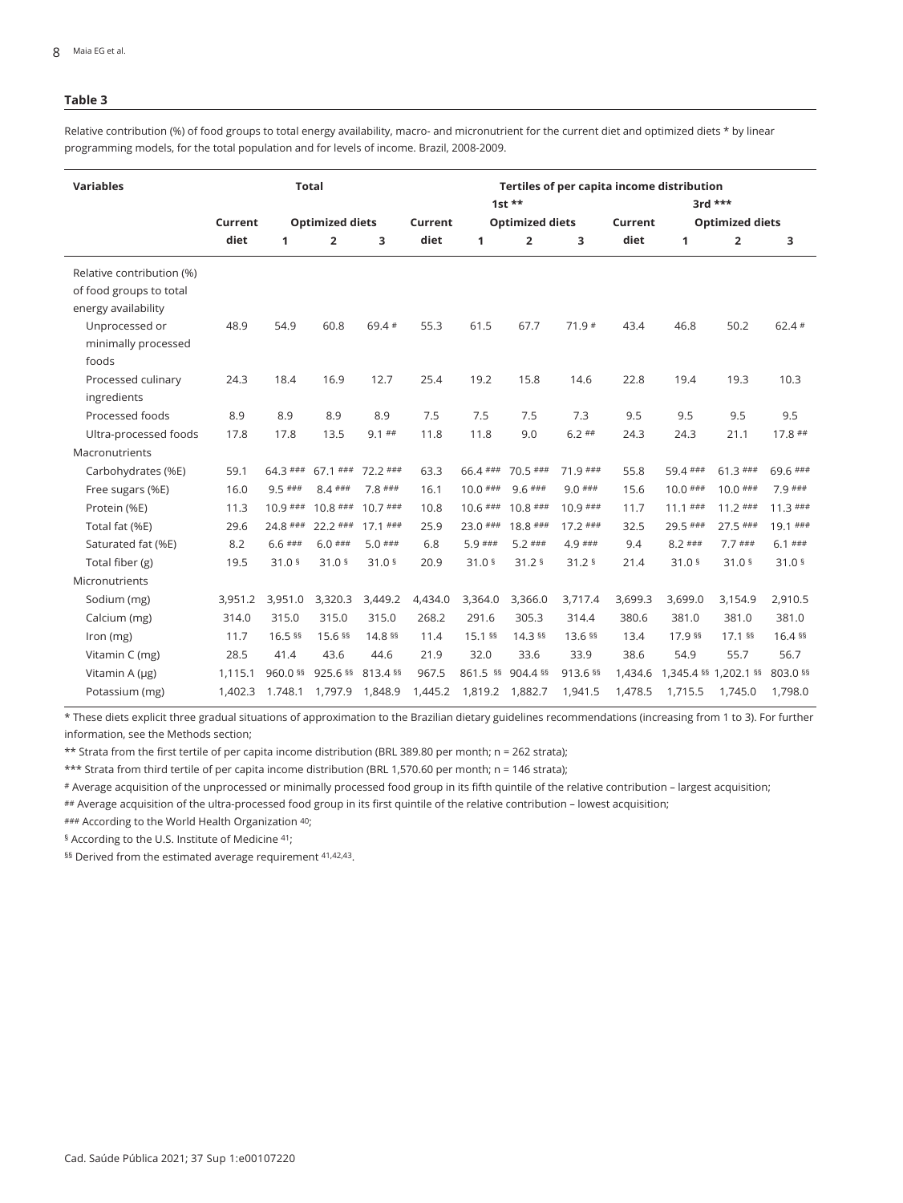**Table 3**

Relative contribution (%) of food groups to total energy availability, macro- and micronutrient for the current diet and optimized diets * by linear programming models, for the total population and for levels of income. Brazil, 2008-2009.

| Variables | Total | | | | Tertiles of per capita income distribution | | | | | | | |
|---|---|---|---|---|---|---|---|---|---|---|---|---|
| | | | | | 1st ** | | | | 3rd *** | | | |
| | Current diet | Optimized diets | | | Current diet | Optimized diets | | | Current diet | Optimized diets | | |
| | | 1 | 2 | 3 | | 1 | 2 | 3 | | 1 | 2 | 3 |
| Relative contribution (%) of food groups to total energy availability | | | | | | | | | | | | |
| Unprocessed or minimally processed foods | 48.9 | 54.9 | 60.8 | 69.4 # | 55.3 | 61.5 | 67.7 | 71.9 # | 43.4 | 46.8 | 50.2 | 62.4 # |
| Processed culinary ingredients | 24.3 | 18.4 | 16.9 | 12.7 | 25.4 | 19.2 | 15.8 | 14.6 | 22.8 | 19.4 | 19.3 | 10.3 |
| Processed foods | 8.9 | 8.9 | 8.9 | 8.9 | 7.5 | 7.5 | 7.5 | 7.3 | 9.5 | 9.5 | 9.5 | 9.5 |
| Ultra-processed foods | 17.8 | 17.8 | 13.5 | 9.1 ## | 11.8 | 11.8 | 9.0 | 6.2 ## | 24.3 | 24.3 | 21.1 | 17.8 ## |
| Macronutrients | | | | | | | | | | | | |
| Carbohydrates (%E) | 59.1 | 64.3 ### | 67.1 ### | 72.2 ### | 63.3 | 66.4 ### | 70.5 ### | 71.9 ### | 55.8 | 59.4 ### | 61.3 ### | 69.6 ### |
| Free sugars (%E) | 16.0 | 9.5 ### | 8.4 ### | 7.8 ### | 16.1 | 10.0 ### | 9.6 ### | 9.0 ### | 15.6 | 10.0 ### | 10.0 ### | 7.9 ### |
| Protein (%E) | 11.3 | 10.9 ### | 10.8 ### | 10.7 ### | 10.8 | 10.6 ### | 10.8 ### | 10.9 ### | 11.7 | 11.1 ### | 11.2 ### | 11.3 ### |
| Total fat (%E) | 29.6 | 24.8 ### | 22.2 ### | 17.1 ### | 25.9 | 23.0 ### | 18.8 ### | 17.2 ### | 32.5 | 29.5 ### | 27.5 ### | 19.1 ### |
| Saturated fat (%E) | 8.2 | 6.6 ### | 6.0 ### | 5.0 ### | 6.8 | 5.9 ### | 5.2 ### | 4.9 ### | 9.4 | 8.2 ### | 7.7 ### | 6.1 ### |
| Total fiber (g) | 19.5 | 31.0 § | 31.0 § | 31.0 § | 20.9 | 31.0 § | 31.2 § | 31.2 § | 21.4 | 31.0 § | 31.0 § | 31.0 § |
| Micronutrients | | | | | | | | | | | | |
| Sodium (mg) | 3,951.2 | 3,951.0 | 3,320.3 | 3,449.2 | 4,434.0 | 3,364.0 | 3,366.0 | 3,717.4 | 3,699.3 | 3,699.0 | 3,154.9 | 2,910.5 |
| Calcium (mg) | 314.0 | 315.0 | 315.0 | 315.0 | 268.2 | 291.6 | 305.3 | 314.4 | 380.6 | 381.0 | 381.0 | 381.0 |
| Iron (mg) | 11.7 | 16.5 §§ | 15.6 §§ | 14.8 §§ | 11.4 | 15.1 §§ | 14.3 §§ | 13.6 §§ | 13.4 | 17.9 §§ | 17.1 §§ | 16.4 §§ |
| Vitamin C (mg) | 28.5 | 41.4 | 43.6 | 44.6 | 21.9 | 32.0 | 33.6 | 33.9 | 38.6 | 54.9 | 55.7 | 56.7 |
| Vitamin A (μg) | 1,115.1 | 960.0 §§ | 925.6 §§ | 813.4 §§ | 967.5 | 861.5 §§ | 904.4 §§ | 913.6 §§ | 1,434.6 | 1,345.4 §§ | 1,202.1 §§ | 803.0 §§ |
| Potassium (mg) | 1,402.3 | 1.748.1 | 1,797.9 | 1,848.9 | 1,445.2 | 1,819.2 | 1,882.7 | 1,941.5 | 1,478.5 | 1,715.5 | 1,745.0 | 1,798.0 |

\* These diets explicit three gradual situations of approximation to the Brazilian dietary guidelines recommendations (increasing from 1 to 3). For further information, see the Methods section;

** Strata from the first tertile of per capita income distribution (BRL 389.80 per month; n = 262 strata);

*** Strata from third tertile of per capita income distribution (BRL 1,570.60 per month; n = 146 strata);

# Average acquisition of the unprocessed or minimally processed food group in its fifth quintile of the relative contribution – largest acquisition;

## Average acquisition of the ultra-processed food group in its first quintile of the relative contribution – lowest acquisition;

### According to the World Health Organization [40];

§ According to the U.S. Institute of Medicine [41];

§§ Derived from the estimated average requirement [41,42,43].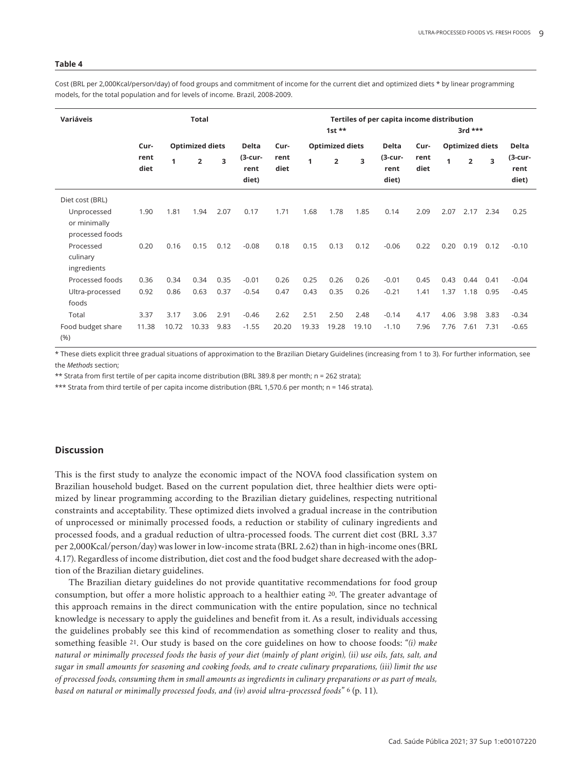**Table 4**

Cost (BRL per 2,000Kcal/person/day) of food groups and commitment of income for the current diet and optimized diets * by linear programming models, for the total population and for levels of income. Brazil, 2008-2009.

| Variáveis | Total | | | | | Tertiles of per capita income distribution | | | | | | | | | |
|---|---|---|---|---|---|---|---|---|---|---|---|---|---|---|---|
| | | | | | | 1st ** | | | | | 3rd *** | | | | |
| | Current diet | Optimized diets | | | Delta (3-current diet) | Current diet | Optimized diets | | | Delta (3-current diet) | Current diet | Optimized diets | | | Delta (3-current diet) |
| | | 1 | 2 | 3 | | | 1 | 2 | 3 | | | 1 | 2 | 3 | |
| Diet cost (BRL) | | | | | | | | | | | | | | | |
| Unprocessed or minimally processed foods | 1.90 | 1.81 | 1.94 | 2.07 | 0.17 | 1.71 | 1.68 | 1.78 | 1.85 | 0.14 | 2.09 | 2.07 | 2.17 | 2.34 | 0.25 |
| Processed culinary ingredients | 0.20 | 0.16 | 0.15 | 0.12 | -0.08 | 0.18 | 0.15 | 0.13 | 0.12 | -0.06 | 0.22 | 0.20 | 0.19 | 0.12 | -0.10 |
| Processed foods | 0.36 | 0.34 | 0.34 | 0.35 | -0.01 | 0.26 | 0.25 | 0.26 | 0.26 | -0.01 | 0.45 | 0.43 | 0.44 | 0.41 | -0.04 |
| Ultra-processed foods | 0.92 | 0.86 | 0.63 | 0.37 | -0.54 | 0.47 | 0.43 | 0.35 | 0.26 | -0.21 | 1.41 | 1.37 | 1.18 | 0.95 | -0.45 |
| Total | 3.37 | 3.17 | 3.06 | 2.91 | -0.46 | 2.62 | 2.51 | 2.50 | 2.48 | -0.14 | 4.17 | 4.06 | 3.98 | 3.83 | -0.34 |
| Food budget share (%) | 11.38 | 10.72 | 10.33 | 9.83 | -1.55 | 20.20 | 19.33 | 19.28 | 19.10 | -1.10 | 7.96 | 7.76 | 7.61 | 7.31 | -0.65 |

* These diets explicit three gradual situations of approximation to the Brazilian Dietary Guidelines (increasing from 1 to 3). For further information, see the *Methods* section;

** Strata from first tertile of per capita income distribution (BRL 389.8 per month; n = 262 strata);

*** Strata from third tertile of per capita income distribution (BRL 1,570.6 per month; n = 146 strata).

## Discussion

This is the first study to analyze the economic impact of the NOVA food classification system on Brazilian household budget. Based on the current population diet, three healthier diets were optimized by linear programming according to the Brazilian dietary guidelines, respecting nutritional constraints and acceptability. These optimized diets involved a gradual increase in the contribution of unprocessed or minimally processed foods, a reduction or stability of culinary ingredients and processed foods, and a gradual reduction of ultra-processed foods. The current diet cost (BRL 3.37 per 2,000Kcal/person/day) was lower in low-income strata (BRL 2.62) than in high-income ones (BRL 4.17). Regardless of income distribution, diet cost and the food budget share decreased with the adoption of the Brazilian dietary guidelines.

The Brazilian dietary guidelines do not provide quantitative recommendations for food group consumption, but offer a more holistic approach to a healthier eating [20]. The greater advantage of this approach remains in the direct communication with the entire population, since no technical knowledge is necessary to apply the guidelines and benefit from it. As a result, individuals accessing the guidelines probably see this kind of recommendation as something closer to reality and thus, something feasible [21]. Our study is based on the core guidelines on how to choose foods: "*(i) make natural or minimally processed foods the basis of your diet (mainly of plant origin), (ii) use oils, fats, salt, and sugar in small amounts for seasoning and cooking foods, and to create culinary preparations, (iii) limit the use of processed foods, consuming them in small amounts as ingredients in culinary preparations or as part of meals, based on natural or minimally processed foods, and (iv) avoid ultra-processed foods*" [6] (p. 11).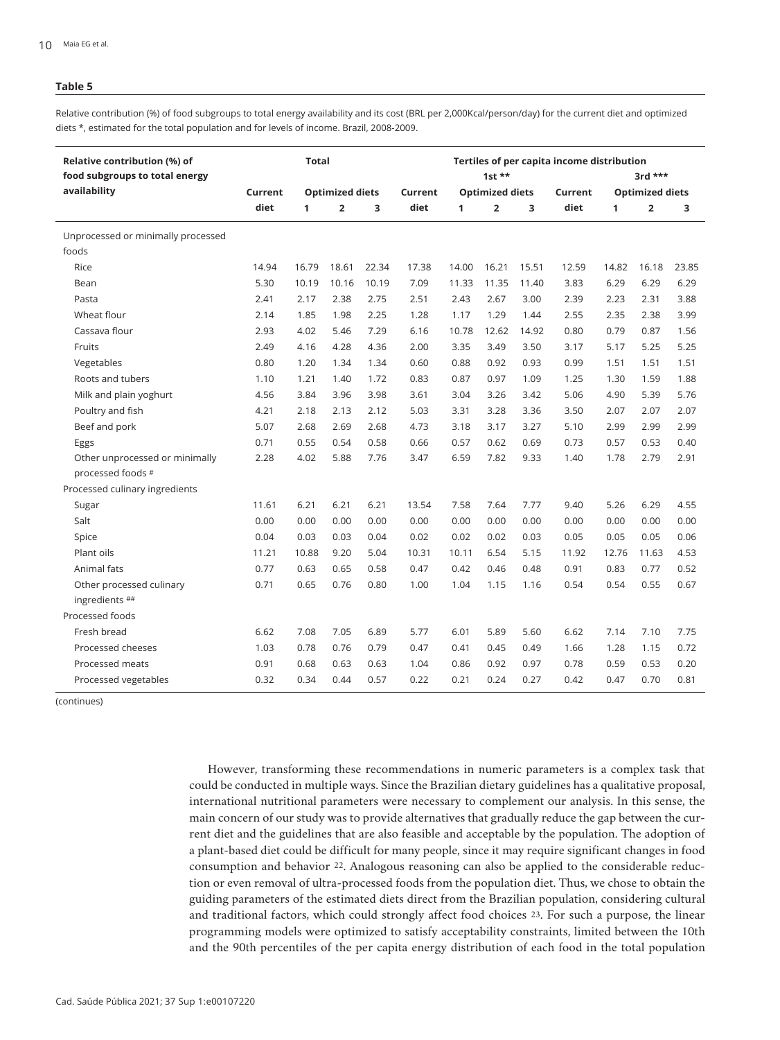**Table 5**

Relative contribution (%) of food subgroups to total energy availability and its cost (BRL per 2,000Kcal/person/day) for the current diet and optimized diets *, estimated for the total population and for levels of income. Brazil, 2008-2009.

| Relative contribution (%) of food subgroups to total energy availability | Total | | | | Tertiles of per capita income distribution | | | | | | | |
|---|---|---|---|---|---|---|---|---|---|---|---|---|
| | | | | | 1st ** | | | | 3rd *** | | | |
| | Current diet | Optimized diets | | | Current diet | Optimized diets | | | Current diet | Optimized diets | | |
| | | 1 | 2 | 3 | | 1 | 2 | 3 | | 1 | 2 | 3 |
| Unprocessed or minimally processed foods | | | | | | | | | | | | |
| Rice | 14.94 | 16.79 | 18.61 | 22.34 | 17.38 | 14.00 | 16.21 | 15.51 | 12.59 | 14.82 | 16.18 | 23.85 |
| Bean | 5.30 | 10.19 | 10.16 | 10.19 | 7.09 | 11.33 | 11.35 | 11.40 | 3.83 | 6.29 | 6.29 | 6.29 |
| Pasta | 2.41 | 2.17 | 2.38 | 2.75 | 2.51 | 2.43 | 2.67 | 3.00 | 2.39 | 2.23 | 2.31 | 3.88 |
| Wheat flour | 2.14 | 1.85 | 1.98 | 2.25 | 1.28 | 1.17 | 1.29 | 1.44 | 2.55 | 2.35 | 2.38 | 3.99 |
| Cassava flour | 2.93 | 4.02 | 5.46 | 7.29 | 6.16 | 10.78 | 12.62 | 14.92 | 0.80 | 0.79 | 0.87 | 1.56 |
| Fruits | 2.49 | 4.16 | 4.28 | 4.36 | 2.00 | 3.35 | 3.49 | 3.50 | 3.17 | 5.17 | 5.25 | 5.25 |
| Vegetables | 0.80 | 1.20 | 1.34 | 1.34 | 0.60 | 0.88 | 0.92 | 0.93 | 0.99 | 1.51 | 1.51 | 1.51 |
| Roots and tubers | 1.10 | 1.21 | 1.40 | 1.72 | 0.83 | 0.87 | 0.97 | 1.09 | 1.25 | 1.30 | 1.59 | 1.88 |
| Milk and plain yoghurt | 4.56 | 3.84 | 3.96 | 3.98 | 3.61 | 3.04 | 3.26 | 3.42 | 5.06 | 4.90 | 5.39 | 5.76 |
| Poultry and fish | 4.21 | 2.18 | 2.13 | 2.12 | 5.03 | 3.31 | 3.28 | 3.36 | 3.50 | 2.07 | 2.07 | 2.07 |
| Beef and pork | 5.07 | 2.68 | 2.69 | 2.68 | 4.73 | 3.18 | 3.17 | 3.27 | 5.10 | 2.99 | 2.99 | 2.99 |
| Eggs | 0.71 | 0.55 | 0.54 | 0.58 | 0.66 | 0.57 | 0.62 | 0.69 | 0.73 | 0.57 | 0.53 | 0.40 |
| Other unprocessed or minimally processed foods # | 2.28 | 4.02 | 5.88 | 7.76 | 3.47 | 6.59 | 7.82 | 9.33 | 1.40 | 1.78 | 2.79 | 2.91 |
| Processed culinary ingredients | | | | | | | | | | | | |
| Sugar | 11.61 | 6.21 | 6.21 | 6.21 | 13.54 | 7.58 | 7.64 | 7.77 | 9.40 | 5.26 | 6.29 | 4.55 |
| Salt | 0.00 | 0.00 | 0.00 | 0.00 | 0.00 | 0.00 | 0.00 | 0.00 | 0.00 | 0.00 | 0.00 | 0.00 |
| Spice | 0.04 | 0.03 | 0.03 | 0.04 | 0.02 | 0.02 | 0.02 | 0.03 | 0.05 | 0.05 | 0.05 | 0.06 |
| Plant oils | 11.21 | 10.88 | 9.20 | 5.04 | 10.31 | 10.11 | 6.54 | 5.15 | 11.92 | 12.76 | 11.63 | 4.53 |
| Animal fats | 0.77 | 0.63 | 0.65 | 0.58 | 0.47 | 0.42 | 0.46 | 0.48 | 0.91 | 0.83 | 0.77 | 0.52 |
| Other processed culinary ingredients ## | 0.71 | 0.65 | 0.76 | 0.80 | 1.00 | 1.04 | 1.15 | 1.16 | 0.54 | 0.54 | 0.55 | 0.67 |
| Processed foods | | | | | | | | | | | | |
| Fresh bread | 6.62 | 7.08 | 7.05 | 6.89 | 5.77 | 6.01 | 5.89 | 5.60 | 6.62 | 7.14 | 7.10 | 7.75 |
| Processed cheeses | 1.03 | 0.78 | 0.76 | 0.79 | 0.47 | 0.41 | 0.45 | 0.49 | 1.66 | 1.28 | 1.15 | 0.72 |
| Processed meats | 0.91 | 0.68 | 0.63 | 0.63 | 1.04 | 0.86 | 0.92 | 0.97 | 0.78 | 0.59 | 0.53 | 0.20 |
| Processed vegetables | 0.32 | 0.34 | 0.44 | 0.57 | 0.22 | 0.21 | 0.24 | 0.27 | 0.42 | 0.47 | 0.70 | 0.81 |

(continues)

However, transforming these recommendations in numeric parameters is a complex task that could be conducted in multiple ways. Since the Brazilian dietary guidelines has a qualitative proposal, international nutritional parameters were necessary to complement our analysis. In this sense, the main concern of our study was to provide alternatives that gradually reduce the gap between the current diet and the guidelines that are also feasible and acceptable by the population. The adoption of a plant-based diet could be difficult for many people, since it may require significant changes in food consumption and behavior [22]. Analogous reasoning can also be applied to the considerable reduction or even removal of ultra-processed foods from the population diet. Thus, we chose to obtain the guiding parameters of the estimated diets direct from the Brazilian population, considering cultural and traditional factors, which could strongly affect food choices [23]. For such a purpose, the linear programming models were optimized to satisfy acceptability constraints, limited between the 10th and the 90th percentiles of the per capita energy distribution of each food in the total population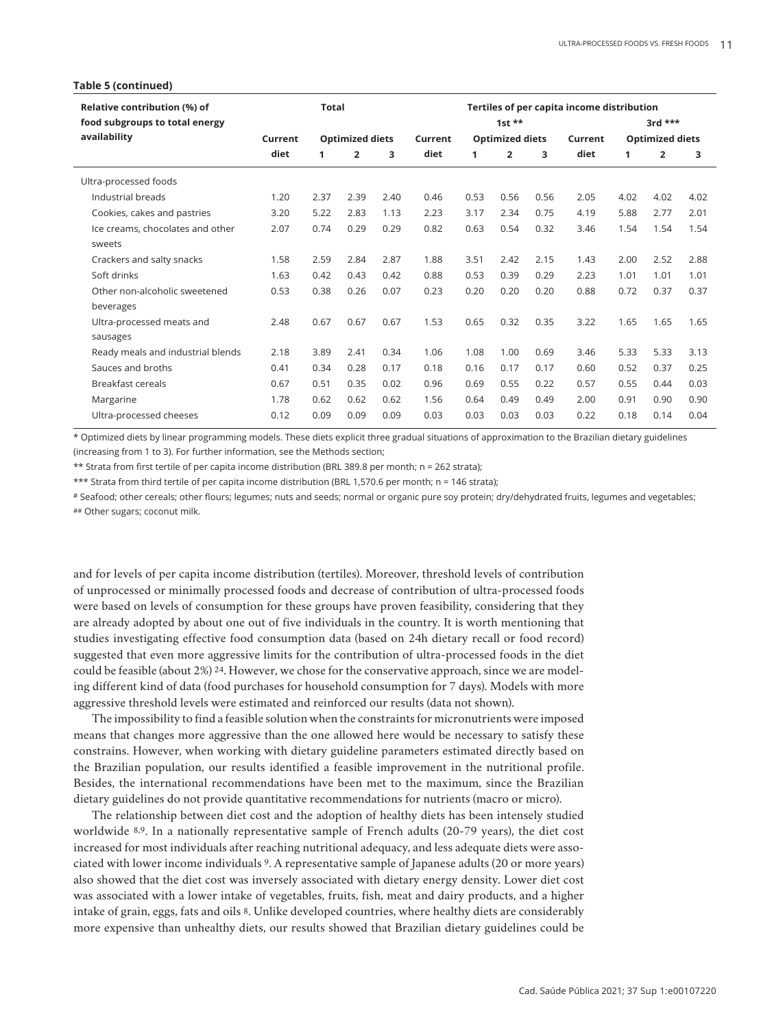**Table 5 (continued)**

| Relative contribution (%) of food subgroups to total energy availability | Total | | | | Tertiles of per capita income distribution | | | | | | | |
|---|---|---|---|---|---|---|---|---|---|---|---|---|
| | | | | | 1st ** | | | | 3rd *** | | | |
| | Current diet | Optimized diets | | | Current diet | Optimized diets | | | Current diet | Optimized diets | | |
| | | 1 | 2 | 3 | | 1 | 2 | 3 | | 1 | 2 | 3 |
| Ultra-processed foods | | | | | | | | | | | | |
| Industrial breads | 1.20 | 2.37 | 2.39 | 2.40 | 0.46 | 0.53 | 0.56 | 0.56 | 2.05 | 4.02 | 4.02 | 4.02 |
| Cookies, cakes and pastries | 3.20 | 5.22 | 2.83 | 1.13 | 2.23 | 3.17 | 2.34 | 0.75 | 4.19 | 5.88 | 2.77 | 2.01 |
| Ice creams, chocolates and other sweets | 2.07 | 0.74 | 0.29 | 0.29 | 0.82 | 0.63 | 0.54 | 0.32 | 3.46 | 1.54 | 1.54 | 1.54 |
| Crackers and salty snacks | 1.58 | 2.59 | 2.84 | 2.87 | 1.88 | 3.51 | 2.42 | 2.15 | 1.43 | 2.00 | 2.52 | 2.88 |
| Soft drinks | 1.63 | 0.42 | 0.43 | 0.42 | 0.88 | 0.53 | 0.39 | 0.29 | 2.23 | 1.01 | 1.01 | 1.01 |
| Other non-alcoholic sweetened beverages | 0.53 | 0.38 | 0.26 | 0.07 | 0.23 | 0.20 | 0.20 | 0.20 | 0.88 | 0.72 | 0.37 | 0.37 |
| Ultra-processed meats and sausages | 2.48 | 0.67 | 0.67 | 0.67 | 1.53 | 0.65 | 0.32 | 0.35 | 3.22 | 1.65 | 1.65 | 1.65 |
| Ready meals and industrial blends | 2.18 | 3.89 | 2.41 | 0.34 | 1.06 | 1.08 | 1.00 | 0.69 | 3.46 | 5.33 | 5.33 | 3.13 |
| Sauces and broths | 0.41 | 0.34 | 0.28 | 0.17 | 0.18 | 0.16 | 0.17 | 0.17 | 0.60 | 0.52 | 0.37 | 0.25 |
| Breakfast cereals | 0.67 | 0.51 | 0.35 | 0.02 | 0.96 | 0.69 | 0.55 | 0.22 | 0.57 | 0.55 | 0.44 | 0.03 |
| Margarine | 1.78 | 0.62 | 0.62 | 0.62 | 1.56 | 0.64 | 0.49 | 0.49 | 2.00 | 0.91 | 0.90 | 0.90 |
| Ultra-processed cheeses | 0.12 | 0.09 | 0.09 | 0.09 | 0.03 | 0.03 | 0.03 | 0.03 | 0.22 | 0.18 | 0.14 | 0.04 |

* Optimized diets by linear programming models. These diets explicit three gradual situations of approximation to the Brazilian dietary guidelines (increasing from 1 to 3). For further information, see the Methods section;

** Strata from first tertile of per capita income distribution (BRL 389.8 per month; n = 262 strata);

*** Strata from third tertile of per capita income distribution (BRL 1,570.6 per month; n = 146 strata);

# Seafood; other cereals; other flours; legumes; nuts and seeds; normal or organic pure soy protein; dry/dehydrated fruits, legumes and vegetables;

## Other sugars; coconut milk.

and for levels of per capita income distribution (tertiles). Moreover, threshold levels of contribution of unprocessed or minimally processed foods and decrease of contribution of ultra-processed foods were based on levels of consumption for these groups have proven feasibility, considering that they are already adopted by about one out of five individuals in the country. It is worth mentioning that studies investigating effective food consumption data (based on 24h dietary recall or food record) suggested that even more aggressive limits for the contribution of ultra-processed foods in the diet could be feasible (about 2%) [24]. However, we chose for the conservative approach, since we are modeling different kind of data (food purchases for household consumption for 7 days). Models with more aggressive threshold levels were estimated and reinforced our results (data not shown).

The impossibility to find a feasible solution when the constraints for micronutrients were imposed means that changes more aggressive than the one allowed here would be necessary to satisfy these constrains. However, when working with dietary guideline parameters estimated directly based on the Brazilian population, our results identified a feasible improvement in the nutritional profile. Besides, the international recommendations have been met to the maximum, since the Brazilian dietary guidelines do not provide quantitative recommendations for nutrients (macro or micro).

The relationship between diet cost and the adoption of healthy diets has been intensely studied worldwide [8,9]. In a nationally representative sample of French adults (20-79 years), the diet cost increased for most individuals after reaching nutritional adequacy, and less adequate diets were associated with lower income individuals [9]. A representative sample of Japanese adults (20 or more years) also showed that the diet cost was inversely associated with dietary energy density. Lower diet cost was associated with a lower intake of vegetables, fruits, fish, meat and dairy products, and a higher intake of grain, eggs, fats and oils [8]. Unlike developed countries, where healthy diets are considerably more expensive than unhealthy diets, our results showed that Brazilian dietary guidelines could be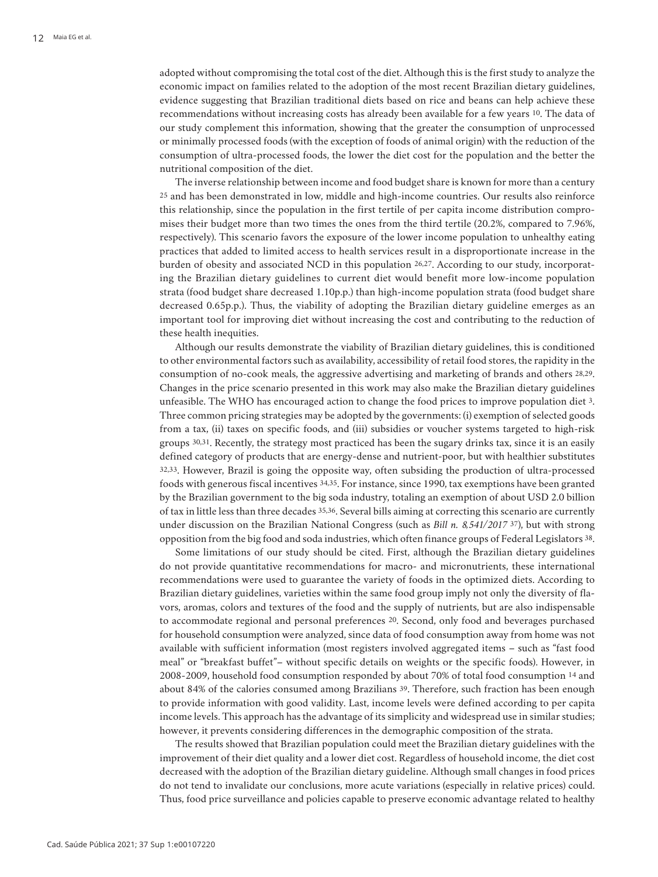adopted without compromising the total cost of the diet. Although this is the first study to analyze the economic impact on families related to the adoption of the most recent Brazilian dietary guidelines, evidence suggesting that Brazilian traditional diets based on rice and beans can help achieve these recommendations without increasing costs has already been available for a few years [10]. The data of our study complement this information, showing that the greater the consumption of unprocessed or minimally processed foods (with the exception of foods of animal origin) with the reduction of the consumption of ultra-processed foods, the lower the diet cost for the population and the better the nutritional composition of the diet.

The inverse relationship between income and food budget share is known for more than a century [25] and has been demonstrated in low, middle and high-income countries. Our results also reinforce this relationship, since the population in the first tertile of per capita income distribution compromises their budget more than two times the ones from the third tertile (20.2%, compared to 7.96%, respectively). This scenario favors the exposure of the lower income population to unhealthy eating practices that added to limited access to health services result in a disproportionate increase in the burden of obesity and associated NCD in this population [26,27]. According to our study, incorporating the Brazilian dietary guidelines to current diet would benefit more low-income population strata (food budget share decreased 1.10p.p.) than high-income population strata (food budget share decreased 0.65p.p.). Thus, the viability of adopting the Brazilian dietary guideline emerges as an important tool for improving diet without increasing the cost and contributing to the reduction of these health inequities.

Although our results demonstrate the viability of Brazilian dietary guidelines, this is conditioned to other environmental factors such as availability, accessibility of retail food stores, the rapidity in the consumption of no-cook meals, the aggressive advertising and marketing of brands and others [28,29]. Changes in the price scenario presented in this work may also make the Brazilian dietary guidelines unfeasible. The WHO has encouraged action to change the food prices to improve population diet [3]. Three common pricing strategies may be adopted by the governments: (i) exemption of selected goods from a tax, (ii) taxes on specific foods, and (iii) subsidies or voucher systems targeted to high-risk groups [30,31]. Recently, the strategy most practiced has been the sugary drinks tax, since it is an easily defined category of products that are energy-dense and nutrient-poor, but with healthier substitutes [32,33]. However, Brazil is going the opposite way, often subsiding the production of ultra-processed foods with generous fiscal incentives [34,35]. For instance, since 1990, tax exemptions have been granted by the Brazilian government to the big soda industry, totaling an exemption of about USD 2.0 billion of tax in little less than three decades [35,36]. Several bills aiming at correcting this scenario are currently under discussion on the Brazilian National Congress (such as *Bill n. 8,541/2017* [37]), but with strong opposition from the big food and soda industries, which often finance groups of Federal Legislators [38].

Some limitations of our study should be cited. First, although the Brazilian dietary guidelines do not provide quantitative recommendations for macro- and micronutrients, these international recommendations were used to guarantee the variety of foods in the optimized diets. According to Brazilian dietary guidelines, varieties within the same food group imply not only the diversity of flavors, aromas, colors and textures of the food and the supply of nutrients, but are also indispensable to accommodate regional and personal preferences [20]. Second, only food and beverages purchased for household consumption were analyzed, since data of food consumption away from home was not available with sufficient information (most registers involved aggregated items – such as "fast food meal" or "breakfast buffet"– without specific details on weights or the specific foods). However, in 2008-2009, household food consumption responded by about 70% of total food consumption [14] and about 84% of the calories consumed among Brazilians [39]. Therefore, such fraction has been enough to provide information with good validity. Last, income levels were defined according to per capita income levels. This approach has the advantage of its simplicity and widespread use in similar studies; however, it prevents considering differences in the demographic composition of the strata.

The results showed that Brazilian population could meet the Brazilian dietary guidelines with the improvement of their diet quality and a lower diet cost. Regardless of household income, the diet cost decreased with the adoption of the Brazilian dietary guideline. Although small changes in food prices do not tend to invalidate our conclusions, more acute variations (especially in relative prices) could. Thus, food price surveillance and policies capable to preserve economic advantage related to healthy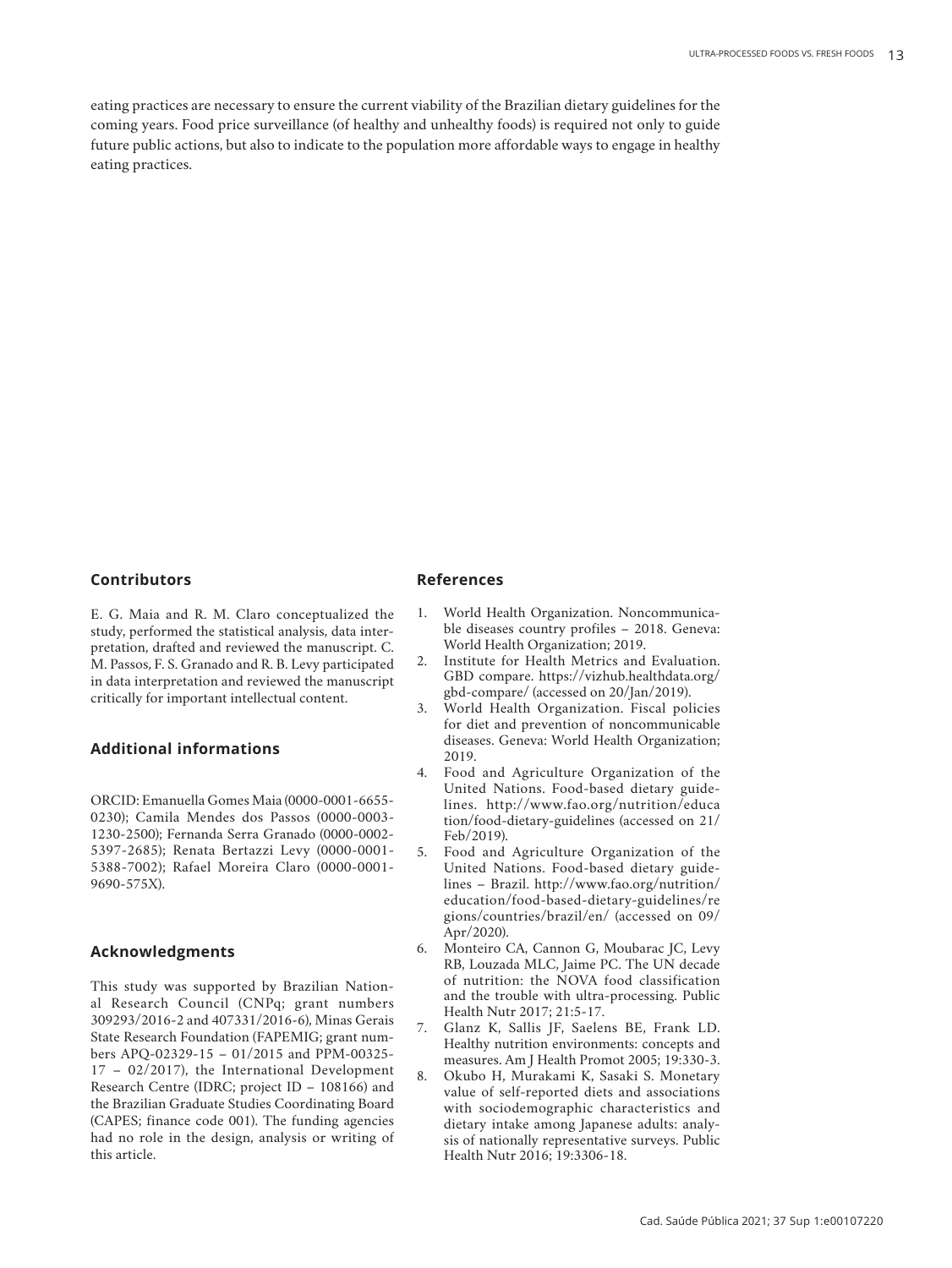eating practices are necessary to ensure the current viability of the Brazilian dietary guidelines for the coming years. Food price surveillance (of healthy and unhealthy foods) is required not only to guide future public actions, but also to indicate to the population more affordable ways to engage in healthy eating practices.

## Contributors

E. G. Maia and R. M. Claro conceptualized the study, performed the statistical analysis, data interpretation, drafted and reviewed the manuscript. C. M. Passos, F. S. Granado and R. B. Levy participated in data interpretation and reviewed the manuscript critically for important intellectual content.

## Additional informations

ORCID: Emanuella Gomes Maia (0000-0001-6655-0230); Camila Mendes dos Passos (0000-0003-1230-2500); Fernanda Serra Granado (0000-0002-5397-2685); Renata Bertazzi Levy (0000-0001-5388-7002); Rafael Moreira Claro (0000-0001-9690-575X).

## Acknowledgments

This study was supported by Brazilian National Research Council (CNPq; grant numbers 309293/2016-2 and 407331/2016-6), Minas Gerais State Research Foundation (FAPEMIG; grant numbers APQ-02329-15 – 01/2015 and PPM-00325-17 – 02/2017), the International Development Research Centre (IDRC; project ID – 108166) and the Brazilian Graduate Studies Coordinating Board (CAPES; finance code 001). The funding agencies had no role in the design, analysis or writing of this article.

## References

1. World Health Organization. Noncommunicable diseases country profiles – 2018. Geneva: World Health Organization; 2019.
2. Institute for Health Metrics and Evaluation. GBD compare. https://vizhub.healthdata.org/gbd-compare/ (accessed on 20/Jan/2019).
3. World Health Organization. Fiscal policies for diet and prevention of noncommunicable diseases. Geneva: World Health Organization; 2019.
4. Food and Agriculture Organization of the United Nations. Food-based dietary guidelines. http://www.fao.org/nutrition/education/food-dietary-guidelines (accessed on 21/Feb/2019).
5. Food and Agriculture Organization of the United Nations. Food-based dietary guidelines – Brazil. http://www.fao.org/nutrition/education/food-based-dietary-guidelines/regions/countries/brazil/en/ (accessed on 09/Apr/2020).
6. Monteiro CA, Cannon G, Moubarac JC, Levy RB, Louzada MLC, Jaime PC. The UN decade of nutrition: the NOVA food classification and the trouble with ultra-processing. Public Health Nutr 2017; 21:5-17.
7. Glanz K, Sallis JF, Saelens BE, Frank LD. Healthy nutrition environments: concepts and measures. Am J Health Promot 2005; 19:330-3.
8. Okubo H, Murakami K, Sasaki S. Monetary value of self-reported diets and associations with sociodemographic characteristics and dietary intake among Japanese adults: analysis of nationally representative surveys. Public Health Nutr 2016; 19:3306-18.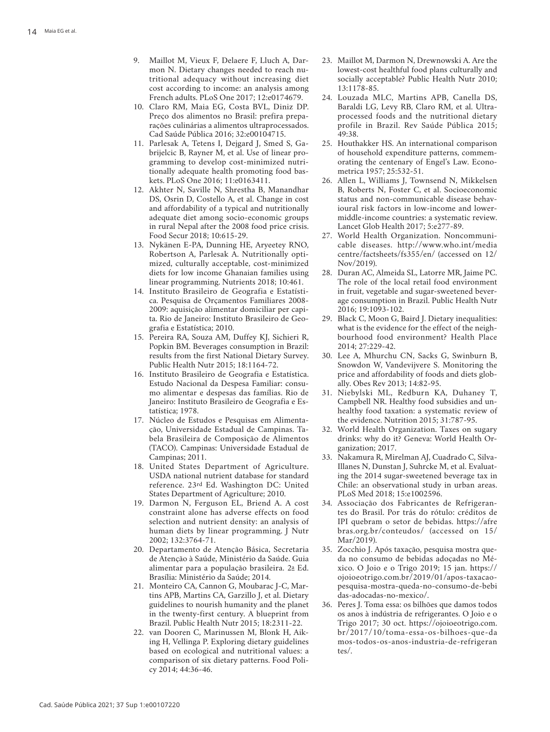9. Maillot M, Vieux F, Delaere F, Lluch A, Darmon N. Dietary changes needed to reach nutritional adequacy without increasing diet cost according to income: an analysis among French adults. PLoS One 2017; 12:e0174679.
10. Claro RM, Maia EG, Costa BVL, Diniz DP. Preço dos alimentos no Brasil: prefira preparações culinárias a alimentos ultraprocessados. Cad Saúde Pública 2016; 32:e00104715.
11. Parlesak A, Tetens I, Dejgard J, Smed S, Gabrijelcic B, Rayner M, et al. Use of linear programming to develop cost-minimized nutritionally adequate health promoting food baskets. PLoS One 2016; 11:e0163411.
12. Akhter N, Saville N, Shrestha B, Manandhar DS, Osrin D, Costello A, et al. Change in cost and affordability of a typical and nutritionally adequate diet among socio-economic groups in rural Nepal after the 2008 food price crisis. Food Secur 2018; 10:615-29.
13. Nykänen E-PA, Dunning HE, Aryeetey RNO, Robertson A, Parlesak A. Nutritionally optimized, culturally acceptable, cost-minimized diets for low income Ghanaian families using linear programming. Nutrients 2018; 10:461.
14. Instituto Brasileiro de Geografia e Estatística. Pesquisa de Orçamentos Familiares 2008-2009: aquisição alimentar domiciliar per capita. Rio de Janeiro: Instituto Brasileiro de Geografia e Estatística; 2010.
15. Pereira RA, Souza AM, Duffey KJ, Sichieri R, Popkin BM. Beverages consumption in Brazil: results from the first National Dietary Survey. Public Health Nutr 2015; 18:1164-72.
16. Instituto Brasileiro de Geografia e Estatística. Estudo Nacional da Despesa Familiar: consumo alimentar e despesas das famílias. Rio de Janeiro: Instituto Brasileiro de Geografia e Estatística; 1978.
17. Núcleo de Estudos e Pesquisas em Alimentação, Universidade Estadual de Campinas. Tabela Brasileira de Composição de Alimentos (TACO). Campinas: Universidade Estadual de Campinas; 2011.
18. United States Department of Agriculture. USDA national nutrient database for standard reference. 23rd Ed. Washington DC: United States Department of Agriculture; 2010.
19. Darmon N, Ferguson EL, Briend A. A cost constraint alone has adverse effects on food selection and nutrient density: an analysis of human diets by linear programming. J Nutr 2002; 132:3764-71.
20. Departamento de Atenção Básica, Secretaria de Atenção à Saúde, Ministério da Saúde. Guia alimentar para a população brasileira. 2ª Ed. Brasília: Ministério da Saúde; 2014.
21. Monteiro CA, Cannon G, Moubarac J-C, Martins APB, Martins CA, Garzillo J, et al. Dietary guidelines to nourish humanity and the planet in the twenty-first century. A blueprint from Brazil. Public Health Nutr 2015; 18:2311-22.
22. van Dooren C, Marinussen M, Blonk H, Aiking H, Vellinga P. Exploring dietary guidelines based on ecological and nutritional values: a comparison of six dietary patterns. Food Policy 2014; 44:36-46.
23. Maillot M, Darmon N, Drewnowski A. Are the lowest-cost healthful food plans culturally and socially acceptable? Public Health Nutr 2010; 13:1178-85.
24. Louzada MLC, Martins APB, Canella DS, Baraldi LG, Levy RB, Claro RM, et al. Ultra-processed foods and the nutritional dietary profile in Brazil. Rev Saúde Pública 2015; 49:38.
25. Houthakker HS. An international comparison of household expenditure patterns, commemorating the centenary of Engel's Law. Econometrica 1957; 25:532-51.
26. Allen L, Williams J, Townsend N, Mikkelsen B, Roberts N, Foster C, et al. Socioeconomic status and non-communicable disease behavioural risk factors in low-income and lower-middle-income countries: a systematic review. Lancet Glob Health 2017; 5:e277-89.
27. World Health Organization. Noncommunicable diseases. http://www.who.int/mediacentre/factsheets/fs355/en/ (accessed on 12/Nov/2019).
28. Duran AC, Almeida SL, Latorre MR, Jaime PC. The role of the local retail food environment in fruit, vegetable and sugar-sweetened beverage consumption in Brazil. Public Health Nutr 2016; 19:1093-102.
29. Black C, Moon G, Baird J. Dietary inequalities: what is the evidence for the effect of the neighbourhood food environment? Health Place 2014; 27:229-42.
30. Lee A, Mhurchu CN, Sacks G, Swinburn B, Snowdon W, Vandevijvere S. Monitoring the price and affordability of foods and diets globally. Obes Rev 2013; 14:82-95.
31. Niebylski ML, Redburn KA, Duhaney T, Campbell NR. Healthy food subsidies and unhealthy food taxation: a systematic review of the evidence. Nutrition 2015; 31:787-95.
32. World Health Organization. Taxes on sugary drinks: why do it? Geneva: World Health Organization; 2017.
33. Nakamura R, Mirelman AJ, Cuadrado C, Silva-Illanes N, Dunstan J, Suhrcke M, et al. Evaluating the 2014 sugar-sweetened beverage tax in Chile: an observational study in urban areas. PLoS Med 2018; 15:e1002596.
34. Associação dos Fabricantes de Refrigerantes do Brasil. Por trás do rótulo: créditos de IPI quebram o setor de bebidas. https://afrebras.org.br/conteudos/ (accessed on 15/Mar/2019).
35. Zocchio J. Após taxação, pesquisa mostra queda no consumo de bebidas adoçadas no México. O Joio e o Trigo 2019; 15 jan. https://ojoioeotrigo.com.br/2019/01/apos-taxacao-pesquisa-mostra-queda-no-consumo-de-bebidas-adocadas-no-mexico/.
36. Peres J. Toma essa: os bilhões que damos todos os anos à indústria de refrigerantes. O Joio e o Trigo 2017; 30 oct. https://ojoioeotrigo.com.br/2017/10/toma-essa-os-bilhoes-que-damos-todos-os-anos-industria-de-refrigerantes/.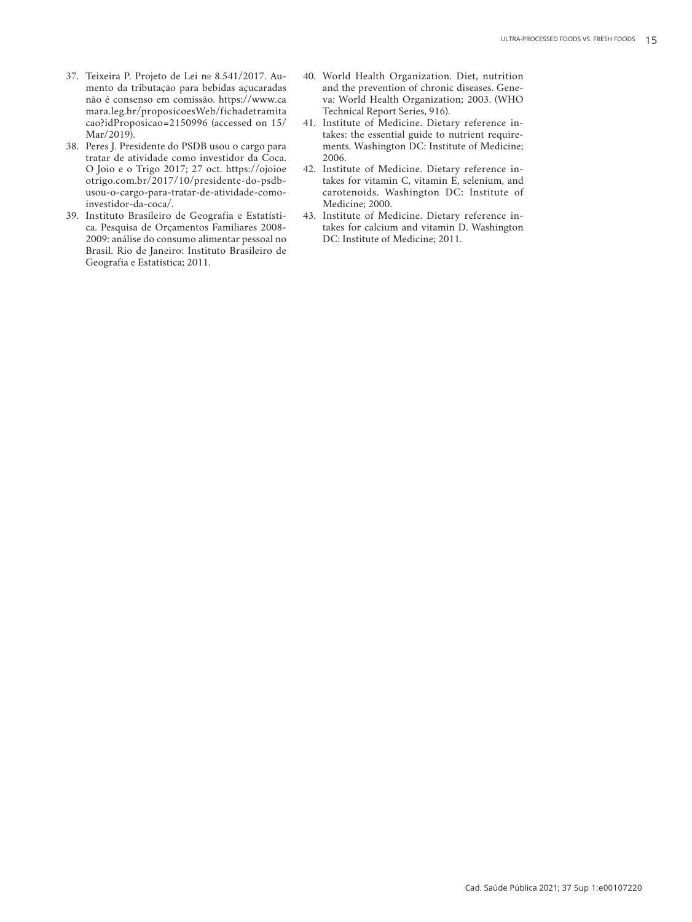37. Teixeira P. Projeto de Lei nº 8.541/2017. Aumento da tributação para bebidas açucaradas não é consenso em comissão. https://www.camara.leg.br/proposicoesWeb/fichadetramitacao?idProposicao=2150996 (accessed on 15/Mar/2019).
38. Peres J. Presidente do PSDB usou o cargo para tratar de atividade como investidor da Coca. O Joio e o Trigo 2017; 27 oct. https://ojoioeotrigo.com.br/2017/10/presidente-do-psdb-usou-o-cargo-para-tratar-de-atividade-como-investidor-da-coca/.
39. Instituto Brasileiro de Geografia e Estatística. Pesquisa de Orçamentos Familiares 2008-2009: análise do consumo alimentar pessoal no Brasil. Rio de Janeiro: Instituto Brasileiro de Geografia e Estatística; 2011.
40. World Health Organization. Diet, nutrition and the prevention of chronic diseases. Geneva: World Health Organization; 2003. (WHO Technical Report Series, 916).
41. Institute of Medicine. Dietary reference intakes: the essential guide to nutrient requirements. Washington DC: Institute of Medicine; 2006.
42. Institute of Medicine. Dietary reference intakes for vitamin C, vitamin E, selenium, and carotenoids. Washington DC: Institute of Medicine; 2000.
43. Institute of Medicine. Dietary reference intakes for calcium and vitamin D. Washington DC: Institute of Medicine; 2011.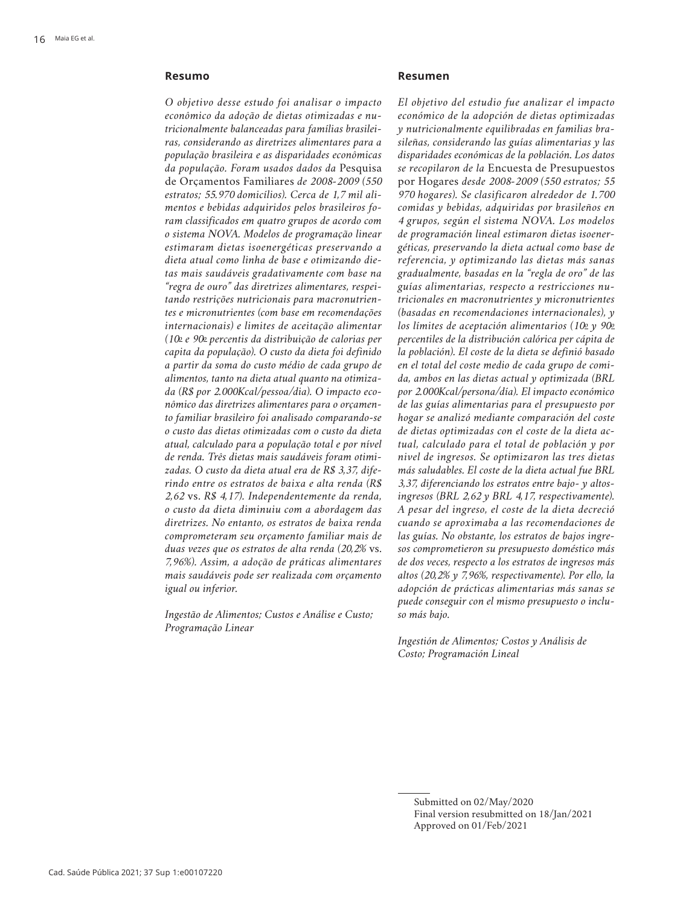## Resumo

*O objetivo desse estudo foi analisar o impacto econômico da adoção de dietas otimizadas e nutricionalmente balanceadas para famílias brasileiras, considerando as diretrizes alimentares para a população brasileira e as disparidades econômicas da população. Foram usados dados da* Pesquisa de Orçamentos Familiares *de 2008-2009 (550 estratos; 55.970 domicílios). Cerca de 1,7 mil alimentos e bebidas adquiridos pelos brasileiros foram classificados em quatro grupos de acordo com o sistema NOVA. Modelos de programação linear estimaram dietas isoenergéticas preservando a dieta atual como linha de base e otimizando dietas mais saudáveis gradativamente com base na "regra de ouro" das diretrizes alimentares, respeitando restrições nutricionais para macronutrientes e micronutrientes (com base em recomendações internacionais) e limites de aceitação alimentar (10º e 90º percentis da distribuição de calorias per capita da população). O custo da dieta foi definido a partir da soma do custo médio de cada grupo de alimentos, tanto na dieta atual quanto na otimizada (R$ por 2.000Kcal/pessoa/dia). O impacto econômico das diretrizes alimentares para o orçamento familiar brasileiro foi analisado comparando-se o custo das dietas otimizadas com o custo da dieta atual, calculado para a população total e por nível de renda. Três dietas mais saudáveis foram otimizadas. O custo da dieta atual era de R$ 3,37, diferindo entre os estratos de baixa e alta renda (R$ 2,62* vs. *R$ 4,17). Independentemente da renda, o custo da dieta diminuiu com a abordagem das diretrizes. No entanto, os estratos de baixa renda comprometeram seu orçamento familiar mais de duas vezes que os estratos de alta renda (20,2%* vs. *7,96%). Assim, a adoção de práticas alimentares mais saudáveis pode ser realizada com orçamento igual ou inferior.*

*Ingestão de Alimentos; Custos e Análise e Custo; Programação Linear*

## Resumen

*El objetivo del estudio fue analizar el impacto económico de la adopción de dietas optimizadas y nutricionalmente equilibradas en familias brasileñas, considerando las guías alimentarias y las disparidades económicas de la población. Los datos se recopilaron de la* Encuesta de Presupuestos por Hogares *desde 2008-2009 (550 estratos; 55 970 hogares). Se clasificaron alrededor de 1.700 comidas y bebidas, adquiridas por brasileños en 4 grupos, según el sistema NOVA. Los modelos de programación lineal estimaron dietas isoenergéticas, preservando la dieta actual como base de referencia, y optimizando las dietas más sanas gradualmente, basadas en la "regla de oro" de las guías alimentarias, respecto a restricciones nutricionales en macronutrientes y micronutrientes (basadas en recomendaciones internacionales), y los límites de aceptación alimentarios (10º y 90º percentiles de la distribución calórica per cápita de la población). El coste de la dieta se definió basado en el total del coste medio de cada grupo de comida, ambos en las dietas actual y optimizada (BRL por 2.000Kcal/persona/día). El impacto económico de las guías alimentarias para el presupuesto por hogar se analizó mediante comparación del coste de dietas optimizadas con el coste de la dieta actual, calculado para el total de población y por nivel de ingresos. Se optimizaron las tres dietas más saludables. El coste de la dieta actual fue BRL 3,37, diferenciando los estratos entre bajo- y altos-ingresos (BRL 2,62 y BRL 4,17, respectivamente). A pesar del ingreso, el coste de la dieta decreció cuando se aproximaba a las recomendaciones de las guías. No obstante, los estratos de bajos ingresos comprometieron su presupuesto doméstico más de dos veces, respecto a los estratos de ingresos más altos (20,2% y 7,96%, respectivamente). Por ello, la adopción de prácticas alimentarias más sanas se puede conseguir con el mismo presupuesto o incluso más bajo.*

*Ingestión de Alimentos; Costos y Análisis de Costo; Programación Lineal*

Submitted on 02/May/2020
Final version resubmitted on 18/Jan/2021
Approved on 01/Feb/2021